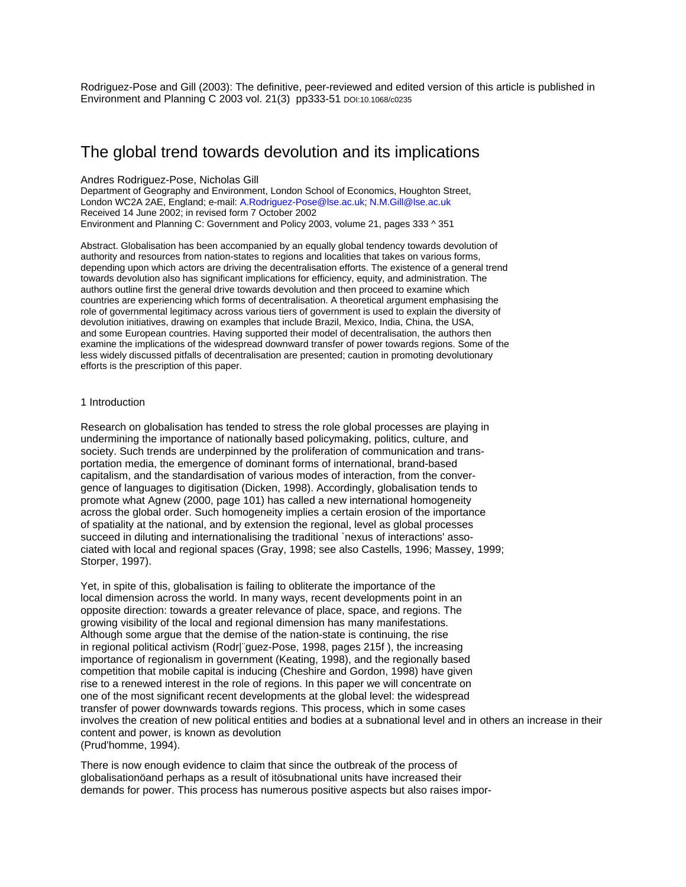Rodriguez-Pose and Gill (2003): The definitive, peer-reviewed and edited version of this article is published in Environment and Planning C 2003 vol. 21(3) pp333-51 DOI:10.1068/c0235

# The global trend towards devolution and its implications

Andres Rodriguez-Pose, Nicholas Gill
Department of Geography and Environment, London School of Economics, Houghton Street, London WC2A 2AE, England; e-mail: A.Rodriguez-Pose@lse.ac.uk; N.M.Gill@lse.ac.uk
Received 14 June 2002; in revised form 7 October 2002
Environment and Planning C: Government and Policy 2003, volume 21, pages 333 ^ 351

Abstract. Globalisation has been accompanied by an equally global tendency towards devolution of authority and resources from nation-states to regions and localities that takes on various forms, depending upon which actors are driving the decentralisation efforts. The existence of a general trend towards devolution also has significant implications for efficiency, equity, and administration. The authors outline first the general drive towards devolution and then proceed to examine which countries are experiencing which forms of decentralisation. A theoretical argument emphasising the role of governmental legitimacy across various tiers of government is used to explain the diversity of devolution initiatives, drawing on examples that include Brazil, Mexico, India, China, the USA, and some European countries. Having supported their model of decentralisation, the authors then examine the implications of the widespread downward transfer of power towards regions. Some of the less widely discussed pitfalls of decentralisation are presented; caution in promoting devolutionary efforts is the prescription of this paper.

## 1 Introduction

Research on globalisation has tended to stress the role global processes are playing in undermining the importance of nationally based policymaking, politics, culture, and society. Such trends are underpinned by the proliferation of communication and transportation media, the emergence of dominant forms of international, brand-based capitalism, and the standardisation of various modes of interaction, from the convergence of languages to digitisation (Dicken, 1998). Accordingly, globalisation tends to promote what Agnew (2000, page 101) has called a new international homogeneity across the global order. Such homogeneity implies a certain erosion of the importance of spatiality at the national, and by extension the regional, level as global processes succeed in diluting and internationalising the traditional `nexus of interactions' associated with local and regional spaces (Gray, 1998; see also Castells, 1996; Massey, 1999; Storper, 1997).

Yet, in spite of this, globalisation is failing to obliterate the importance of the local dimension across the world. In many ways, recent developments point in an opposite direction: towards a greater relevance of place, space, and regions. The growing visibility of the local and regional dimension has many manifestations. Although some argue that the demise of the nation-state is continuing, the rise in regional political activism (Rodrĺ¨guez-Pose, 1998, pages 215f ), the increasing importance of regionalism in government (Keating, 1998), and the regionally based competition that mobile capital is inducing (Cheshire and Gordon, 1998) have given rise to a renewed interest in the role of regions. In this paper we will concentrate on one of the most significant recent developments at the global level: the widespread transfer of power downwards towards regions. This process, which in some cases involves the creation of new political entities and bodies at a subnational level and in others an increase in their content and power, is known as devolution (Prud'homme, 1994).

There is now enough evidence to claim that since the outbreak of the process of globalisationöand perhaps as a result of itösubnational units have increased their demands for power. This process has numerous positive aspects but also raises impor-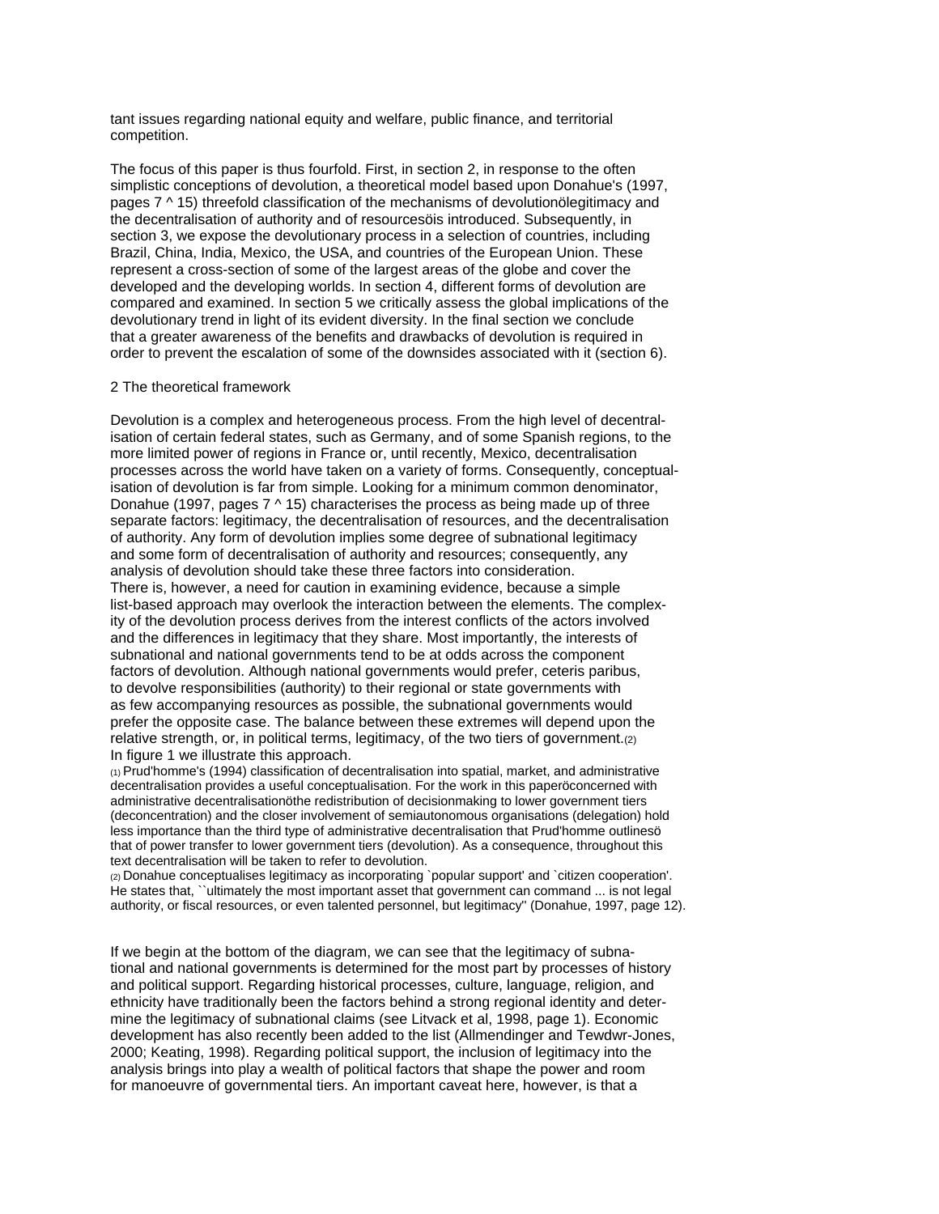tant issues regarding national equity and welfare, public finance, and territorial competition.

The focus of this paper is thus fourfold. First, in section 2, in response to the often simplistic conceptions of devolution, a theoretical model based upon Donahue's (1997, pages 7 ^ 15) threefold classification of the mechanisms of devolutionölegitimacy and the decentralisation of authority and of resourcesöis introduced. Subsequently, in section 3, we expose the devolutionary process in a selection of countries, including Brazil, China, India, Mexico, the USA, and countries of the European Union. These represent a cross-section of some of the largest areas of the globe and cover the developed and the developing worlds. In section 4, different forms of devolution are compared and examined. In section 5 we critically assess the global implications of the devolutionary trend in light of its evident diversity. In the final section we conclude that a greater awareness of the benefits and drawbacks of devolution is required in order to prevent the escalation of some of the downsides associated with it (section 6).

## 2 The theoretical framework

Devolution is a complex and heterogeneous process. From the high level of decentralisation of certain federal states, such as Germany, and of some Spanish regions, to the more limited power of regions in France or, until recently, Mexico, decentralisation processes across the world have taken on a variety of forms. Consequently, conceptualisation of devolution is far from simple. Looking for a minimum common denominator, Donahue (1997, pages 7 ^ 15) characterises the process as being made up of three separate factors: legitimacy, the decentralisation of resources, and the decentralisation of authority. Any form of devolution implies some degree of subnational legitimacy and some form of decentralisation of authority and resources; consequently, any analysis of devolution should take these three factors into consideration.

There is, however, a need for caution in examining evidence, because a simple list-based approach may overlook the interaction between the elements. The complexity of the devolution process derives from the interest conflicts of the actors involved and the differences in legitimacy that they share. Most importantly, the interests of subnational and national governments tend to be at odds across the component factors of devolution. Although national governments would prefer, ceteris paribus, to devolve responsibilities (authority) to their regional or state governments with as few accompanying resources as possible, the subnational governments would prefer the opposite case. The balance between these extremes will depend upon the relative strength, or, in political terms, legitimacy, of the two tiers of government.[2] In figure 1 we illustrate this approach.

[1] Prud'homme's (1994) classification of decentralisation into spatial, market, and administrative decentralisation provides a useful conceptualisation. For the work in this paperöconcerned with administrative decentralisationöthe redistribution of decisionmaking to lower government tiers (deconcentration) and the closer involvement of semiautonomous organisations (delegation) hold less importance than the third type of administrative decentralisation that Prud'homme outlinesö that of power transfer to lower government tiers (devolution). As a consequence, throughout this text decentralisation will be taken to refer to devolution.

[2] Donahue conceptualises legitimacy as incorporating `popular support' and `citizen cooperation'. He states that, ``ultimately the most important asset that government can command ... is not legal authority, or fiscal resources, or even talented personnel, but legitimacy'' (Donahue, 1997, page 12).

If we begin at the bottom of the diagram, we can see that the legitimacy of subnational and national governments is determined for the most part by processes of history and political support. Regarding historical processes, culture, language, religion, and ethnicity have traditionally been the factors behind a strong regional identity and determine the legitimacy of subnational claims (see Litvack et al, 1998, page 1). Economic development has also recently been added to the list (Allmendinger and Tewdwr-Jones, 2000; Keating, 1998). Regarding political support, the inclusion of legitimacy into the analysis brings into play a wealth of political factors that shape the power and room for manoeuvre of governmental tiers. An important caveat here, however, is that a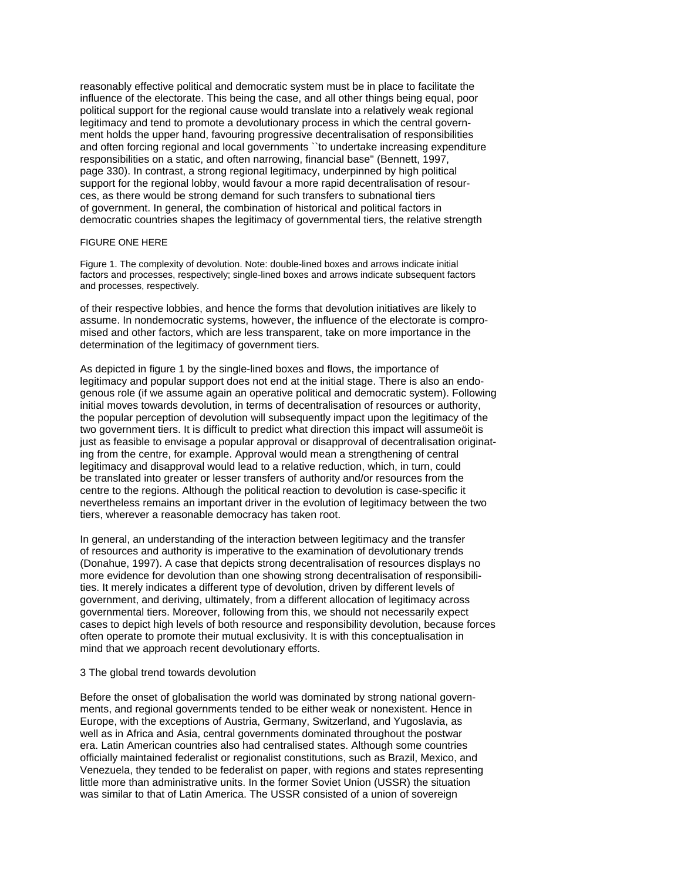reasonably effective political and democratic system must be in place to facilitate the influence of the electorate. This being the case, and all other things being equal, poor political support for the regional cause would translate into a relatively weak regional legitimacy and tend to promote a devolutionary process in which the central government holds the upper hand, favouring progressive decentralisation of responsibilities and often forcing regional and local governments ``to undertake increasing expenditure responsibilities on a static, and often narrowing, financial base'' (Bennett, 1997, page 330). In contrast, a strong regional legitimacy, underpinned by high political support for the regional lobby, would favour a more rapid decentralisation of resources, as there would be strong demand for such transfers to subnational tiers of government. In general, the combination of historical and political factors in democratic countries shapes the legitimacy of governmental tiers, the relative strength

FIGURE ONE HERE

Figure 1. The complexity of devolution. Note: double-lined boxes and arrows indicate initial factors and processes, respectively; single-lined boxes and arrows indicate subsequent factors and processes, respectively.

of their respective lobbies, and hence the forms that devolution initiatives are likely to assume. In nondemocratic systems, however, the influence of the electorate is compromised and other factors, which are less transparent, take on more importance in the determination of the legitimacy of government tiers.

As depicted in figure 1 by the single-lined boxes and flows, the importance of legitimacy and popular support does not end at the initial stage. There is also an endogenous role (if we assume again an operative political and democratic system). Following initial moves towards devolution, in terms of decentralisation of resources or authority, the popular perception of devolution will subsequently impact upon the legitimacy of the two government tiers. It is difficult to predict what direction this impact will assumeöit is just as feasible to envisage a popular approval or disapproval of decentralisation originating from the centre, for example. Approval would mean a strengthening of central legitimacy and disapproval would lead to a relative reduction, which, in turn, could be translated into greater or lesser transfers of authority and/or resources from the centre to the regions. Although the political reaction to devolution is case-specific it nevertheless remains an important driver in the evolution of legitimacy between the two tiers, wherever a reasonable democracy has taken root.

In general, an understanding of the interaction between legitimacy and the transfer of resources and authority is imperative to the examination of devolutionary trends (Donahue, 1997). A case that depicts strong decentralisation of resources displays no more evidence for devolution than one showing strong decentralisation of responsibilities. It merely indicates a different type of devolution, driven by different levels of government, and deriving, ultimately, from a different allocation of legitimacy across governmental tiers. Moreover, following from this, we should not necessarily expect cases to depict high levels of both resource and responsibility devolution, because forces often operate to promote their mutual exclusivity. It is with this conceptualisation in mind that we approach recent devolutionary efforts.

## 3 The global trend towards devolution

Before the onset of globalisation the world was dominated by strong national governments, and regional governments tended to be either weak or nonexistent. Hence in Europe, with the exceptions of Austria, Germany, Switzerland, and Yugoslavia, as well as in Africa and Asia, central governments dominated throughout the postwar era. Latin American countries also had centralised states. Although some countries officially maintained federalist or regionalist constitutions, such as Brazil, Mexico, and Venezuela, they tended to be federalist on paper, with regions and states representing little more than administrative units. In the former Soviet Union (USSR) the situation was similar to that of Latin America. The USSR consisted of a union of sovereign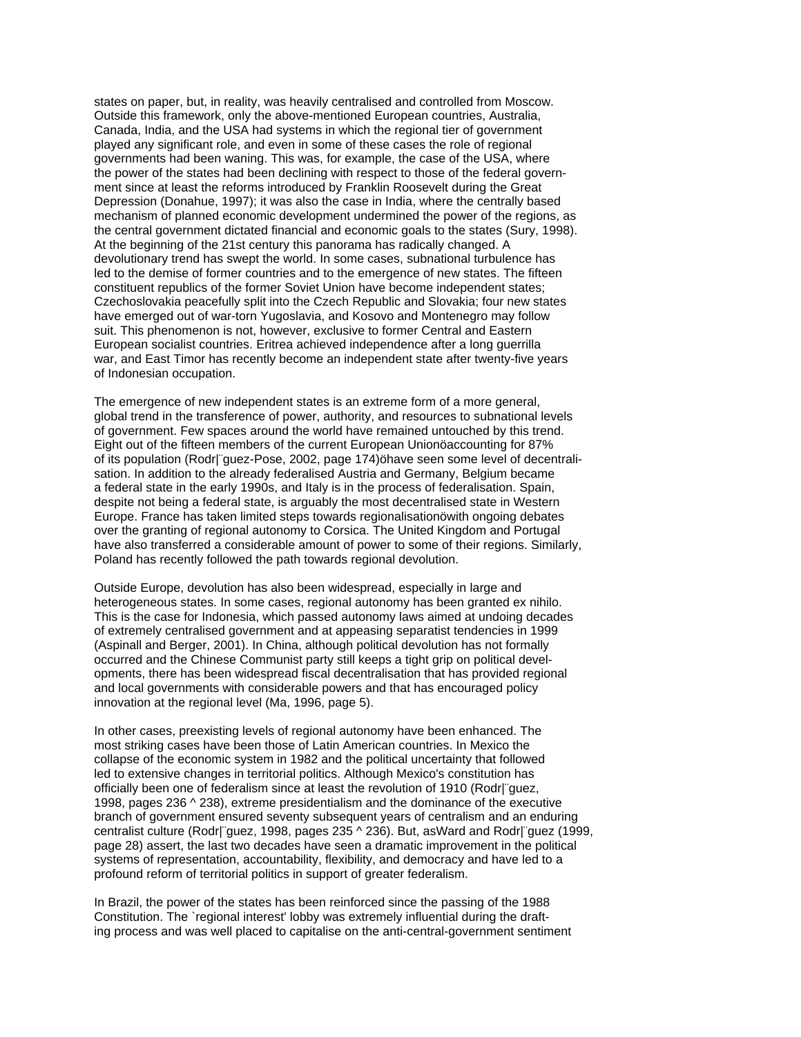states on paper, but, in reality, was heavily centralised and controlled from Moscow. Outside this framework, only the above-mentioned European countries, Australia, Canada, India, and the USA had systems in which the regional tier of government played any significant role, and even in some of these cases the role of regional governments had been waning. This was, for example, the case of the USA, where the power of the states had been declining with respect to those of the federal government since at least the reforms introduced by Franklin Roosevelt during the Great Depression (Donahue, 1997); it was also the case in India, where the centrally based mechanism of planned economic development undermined the power of the regions, as the central government dictated financial and economic goals to the states (Sury, 1998). At the beginning of the 21st century this panorama has radically changed. A devolutionary trend has swept the world. In some cases, subnational turbulence has led to the demise of former countries and to the emergence of new states. The fifteen constituent republics of the former Soviet Union have become independent states; Czechoslovakia peacefully split into the Czech Republic and Slovakia; four new states have emerged out of war-torn Yugoslavia, and Kosovo and Montenegro may follow suit. This phenomenon is not, however, exclusive to former Central and Eastern European socialist countries. Eritrea achieved independence after a long guerrilla war, and East Timor has recently become an independent state after twenty-five years of Indonesian occupation.

The emergence of new independent states is an extreme form of a more general, global trend in the transference of power, authority, and resources to subnational levels of government. Few spaces around the world have remained untouched by this trend. Eight out of the fifteen members of the current European Unionöaccounting for 87% of its population (Rodr|¨guez-Pose, 2002, page 174)öhave seen some level of decentralisation. In addition to the already federalised Austria and Germany, Belgium became a federal state in the early 1990s, and Italy is in the process of federalisation. Spain, despite not being a federal state, is arguably the most decentralised state in Western Europe. France has taken limited steps towards regionalisationöwith ongoing debates over the granting of regional autonomy to Corsica. The United Kingdom and Portugal have also transferred a considerable amount of power to some of their regions. Similarly, Poland has recently followed the path towards regional devolution.

Outside Europe, devolution has also been widespread, especially in large and heterogeneous states. In some cases, regional autonomy has been granted ex nihilo. This is the case for Indonesia, which passed autonomy laws aimed at undoing decades of extremely centralised government and at appeasing separatist tendencies in 1999 (Aspinall and Berger, 2001). In China, although political devolution has not formally occurred and the Chinese Communist party still keeps a tight grip on political developments, there has been widespread fiscal decentralisation that has provided regional and local governments with considerable powers and that has encouraged policy innovation at the regional level (Ma, 1996, page 5).

In other cases, preexisting levels of regional autonomy have been enhanced. The most striking cases have been those of Latin American countries. In Mexico the collapse of the economic system in 1982 and the political uncertainty that followed led to extensive changes in territorial politics. Although Mexico's constitution has officially been one of federalism since at least the revolution of 1910 (Rodr|¨guez, 1998, pages 236 ^ 238), extreme presidentialism and the dominance of the executive branch of government ensured seventy subsequent years of centralism and an enduring centralist culture (Rodr|¨guez, 1998, pages 235 ^ 236). But, asWard and Rodr|¨guez (1999, page 28) assert, the last two decades have seen a dramatic improvement in the political systems of representation, accountability, flexibility, and democracy and have led to a profound reform of territorial politics in support of greater federalism.

In Brazil, the power of the states has been reinforced since the passing of the 1988 Constitution. The `regional interest' lobby was extremely influential during the drafting process and was well placed to capitalise on the anti-central-government sentiment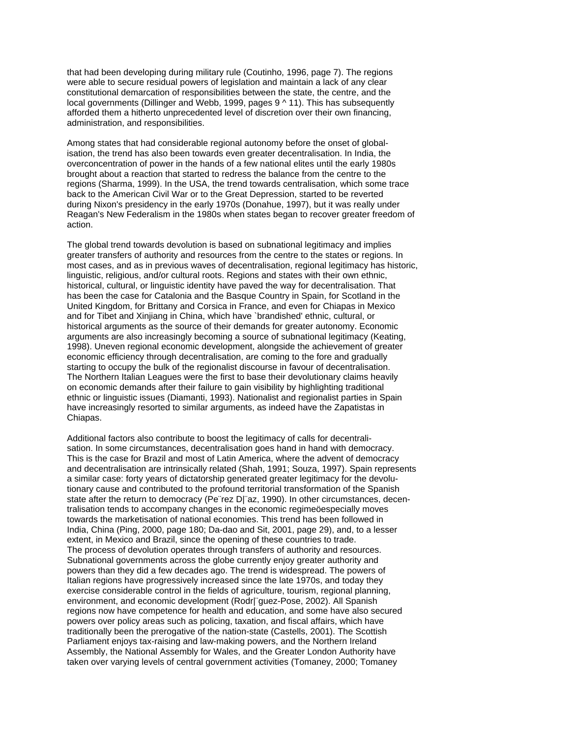that had been developing during military rule (Coutinho, 1996, page 7). The regions were able to secure residual powers of legislation and maintain a lack of any clear constitutional demarcation of responsibilities between the state, the centre, and the local governments (Dillinger and Webb, 1999, pages 9 ^ 11). This has subsequently afforded them a hitherto unprecedented level of discretion over their own financing, administration, and responsibilities.

Among states that had considerable regional autonomy before the onset of globalisation, the trend has also been towards even greater decentralisation. In India, the overconcentration of power in the hands of a few national elites until the early 1980s brought about a reaction that started to redress the balance from the centre to the regions (Sharma, 1999). In the USA, the trend towards centralisation, which some trace back to the American Civil War or to the Great Depression, started to be reverted during Nixon's presidency in the early 1970s (Donahue, 1997), but it was really under Reagan's New Federalism in the 1980s when states began to recover greater freedom of action.

The global trend towards devolution is based on subnational legitimacy and implies greater transfers of authority and resources from the centre to the states or regions. In most cases, and as in previous waves of decentralisation, regional legitimacy has historic, linguistic, religious, and/or cultural roots. Regions and states with their own ethnic, historical, cultural, or linguistic identity have paved the way for decentralisation. That has been the case for Catalonia and the Basque Country in Spain, for Scotland in the United Kingdom, for Brittany and Corsica in France, and even for Chiapas in Mexico and for Tibet and Xinjiang in China, which have `brandished' ethnic, cultural, or historical arguments as the source of their demands for greater autonomy. Economic arguments are also increasingly becoming a source of subnational legitimacy (Keating, 1998). Uneven regional economic development, alongside the achievement of greater economic efficiency through decentralisation, are coming to the fore and gradually starting to occupy the bulk of the regionalist discourse in favour of decentralisation. The Northern Italian Leagues were the first to base their devolutionary claims heavily on economic demands after their failure to gain visibility by highlighting traditional ethnic or linguistic issues (Diamanti, 1993). Nationalist and regionalist parties in Spain have increasingly resorted to similar arguments, as indeed have the Zapatistas in Chiapas.

Additional factors also contribute to boost the legitimacy of calls for decentralisation. In some circumstances, decentralisation goes hand in hand with democracy. This is the case for Brazil and most of Latin America, where the advent of democracy and decentralisation are intrinsically related (Shah, 1991; Souza, 1997). Spain represents a similar case: forty years of dictatorship generated greater legitimacy for the devolutionary cause and contributed to the profound territorial transformation of the Spanish state after the return to democracy (Pe¨rez D|¨az, 1990). In other circumstances, decentralisation tends to accompany changes in the economic regimeöespecially moves towards the marketisation of national economies. This trend has been followed in India, China (Ping, 2000, page 180; Da-dao and Sit, 2001, page 29), and, to a lesser extent, in Mexico and Brazil, since the opening of these countries to trade.

The process of devolution operates through transfers of authority and resources. Subnational governments across the globe currently enjoy greater authority and powers than they did a few decades ago. The trend is widespread. The powers of Italian regions have progressively increased since the late 1970s, and today they exercise considerable control in the fields of agriculture, tourism, regional planning, environment, and economic development (Rodr|¨guez-Pose, 2002). All Spanish regions now have competence for health and education, and some have also secured powers over policy areas such as policing, taxation, and fiscal affairs, which have traditionally been the prerogative of the nation-state (Castells, 2001). The Scottish Parliament enjoys tax-raising and law-making powers, and the Northern Ireland Assembly, the National Assembly for Wales, and the Greater London Authority have taken over varying levels of central government activities (Tomaney, 2000; Tomaney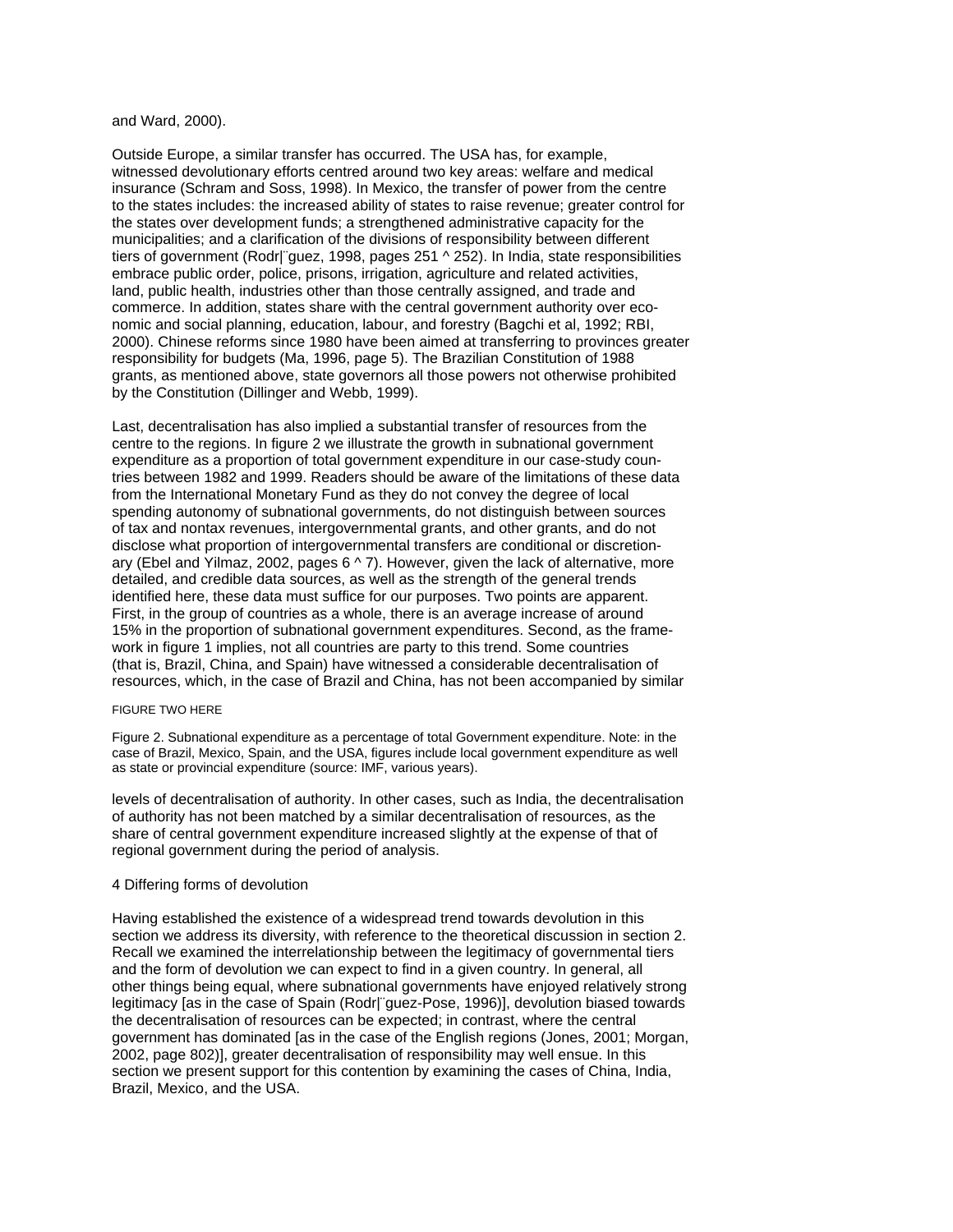and Ward, 2000).

Outside Europe, a similar transfer has occurred. The USA has, for example, witnessed devolutionary efforts centred around two key areas: welfare and medical insurance (Schram and Soss, 1998). In Mexico, the transfer of power from the centre to the states includes: the increased ability of states to raise revenue; greater control for the states over development funds; a strengthened administrative capacity for the municipalities; and a clarification of the divisions of responsibility between different tiers of government (Rodr|¨guez, 1998, pages 251 ^ 252). In India, state responsibilities embrace public order, police, prisons, irrigation, agriculture and related activities, land, public health, industries other than those centrally assigned, and trade and commerce. In addition, states share with the central government authority over economic and social planning, education, labour, and forestry (Bagchi et al, 1992; RBI, 2000). Chinese reforms since 1980 have been aimed at transferring to provinces greater responsibility for budgets (Ma, 1996, page 5). The Brazilian Constitution of 1988 grants, as mentioned above, state governors all those powers not otherwise prohibited by the Constitution (Dillinger and Webb, 1999).

Last, decentralisation has also implied a substantial transfer of resources from the centre to the regions. In figure 2 we illustrate the growth in subnational government expenditure as a proportion of total government expenditure in our case-study countries between 1982 and 1999. Readers should be aware of the limitations of these data from the International Monetary Fund as they do not convey the degree of local spending autonomy of subnational governments, do not distinguish between sources of tax and nontax revenues, intergovernmental grants, and other grants, and do not disclose what proportion of intergovernmental transfers are conditional or discretionary (Ebel and Yilmaz, 2002, pages 6 ^ 7). However, given the lack of alternative, more detailed, and credible data sources, as well as the strength of the general trends identified here, these data must suffice for our purposes. Two points are apparent. First, in the group of countries as a whole, there is an average increase of around 15% in the proportion of subnational government expenditures. Second, as the framework in figure 1 implies, not all countries are party to this trend. Some countries (that is, Brazil, China, and Spain) have witnessed a considerable decentralisation of resources, which, in the case of Brazil and China, has not been accompanied by similar

FIGURE TWO HERE

Figure 2. Subnational expenditure as a percentage of total Government expenditure. Note: in the case of Brazil, Mexico, Spain, and the USA, figures include local government expenditure as well as state or provincial expenditure (source: IMF, various years).

levels of decentralisation of authority. In other cases, such as India, the decentralisation of authority has not been matched by a similar decentralisation of resources, as the share of central government expenditure increased slightly at the expense of that of regional government during the period of analysis.

## 4 Differing forms of devolution

Having established the existence of a widespread trend towards devolution in this section we address its diversity, with reference to the theoretical discussion in section 2. Recall we examined the interrelationship between the legitimacy of governmental tiers and the form of devolution we can expect to find in a given country. In general, all other things being equal, where subnational governments have enjoyed relatively strong legitimacy [as in the case of Spain (Rodr|¨guez-Pose, 1996)], devolution biased towards the decentralisation of resources can be expected; in contrast, where the central government has dominated [as in the case of the English regions (Jones, 2001; Morgan, 2002, page 802)], greater decentralisation of responsibility may well ensue. In this section we present support for this contention by examining the cases of China, India, Brazil, Mexico, and the USA.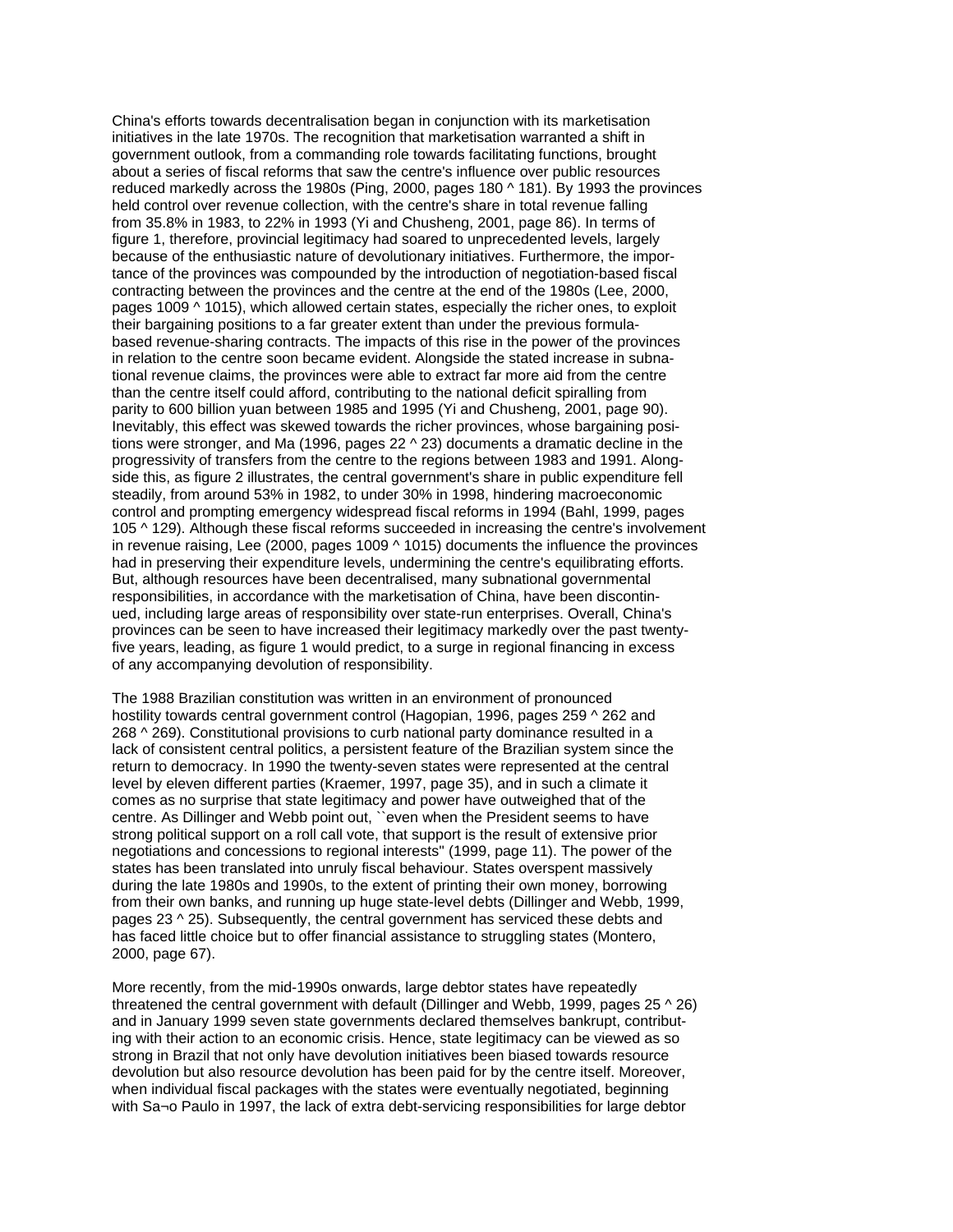China's efforts towards decentralisation began in conjunction with its marketisation initiatives in the late 1970s. The recognition that marketisation warranted a shift in government outlook, from a commanding role towards facilitating functions, brought about a series of fiscal reforms that saw the centre's influence over public resources reduced markedly across the 1980s (Ping, 2000, pages 180 ^ 181). By 1993 the provinces held control over revenue collection, with the centre's share in total revenue falling from 35.8% in 1983, to 22% in 1993 (Yi and Chusheng, 2001, page 86). In terms of figure 1, therefore, provincial legitimacy had soared to unprecedented levels, largely because of the enthusiastic nature of devolutionary initiatives. Furthermore, the importance of the provinces was compounded by the introduction of negotiation-based fiscal contracting between the provinces and the centre at the end of the 1980s (Lee, 2000, pages 1009 ^ 1015), which allowed certain states, especially the richer ones, to exploit their bargaining positions to a far greater extent than under the previous formula-based revenue-sharing contracts. The impacts of this rise in the power of the provinces in relation to the centre soon became evident. Alongside the stated increase in subnational revenue claims, the provinces were able to extract far more aid from the centre than the centre itself could afford, contributing to the national deficit spiralling from parity to 600 billion yuan between 1985 and 1995 (Yi and Chusheng, 2001, page 90). Inevitably, this effect was skewed towards the richer provinces, whose bargaining positions were stronger, and Ma (1996, pages 22 ^ 23) documents a dramatic decline in the progressivity of transfers from the centre to the regions between 1983 and 1991. Alongside this, as figure 2 illustrates, the central government's share in public expenditure fell steadily, from around 53% in 1982, to under 30% in 1998, hindering macroeconomic control and prompting emergency widespread fiscal reforms in 1994 (Bahl, 1999, pages 105 ^ 129). Although these fiscal reforms succeeded in increasing the centre's involvement in revenue raising, Lee (2000, pages 1009 ^ 1015) documents the influence the provinces had in preserving their expenditure levels, undermining the centre's equilibrating efforts. But, although resources have been decentralised, many subnational governmental responsibilities, in accordance with the marketisation of China, have been discontinued, including large areas of responsibility over state-run enterprises. Overall, China's provinces can be seen to have increased their legitimacy markedly over the past twenty-five years, leading, as figure 1 would predict, to a surge in regional financing in excess of any accompanying devolution of responsibility.

The 1988 Brazilian constitution was written in an environment of pronounced hostility towards central government control (Hagopian, 1996, pages 259 ^ 262 and 268 ^ 269). Constitutional provisions to curb national party dominance resulted in a lack of consistent central politics, a persistent feature of the Brazilian system since the return to democracy. In 1990 the twenty-seven states were represented at the central level by eleven different parties (Kraemer, 1997, page 35), and in such a climate it comes as no surprise that state legitimacy and power have outweighed that of the centre. As Dillinger and Webb point out, "even when the President seems to have strong political support on a roll call vote, that support is the result of extensive prior negotiations and concessions to regional interests" (1999, page 11). The power of the states has been translated into unruly fiscal behaviour. States overspent massively during the late 1980s and 1990s, to the extent of printing their own money, borrowing from their own banks, and running up huge state-level debts (Dillinger and Webb, 1999, pages 23 ^ 25). Subsequently, the central government has serviced these debts and has faced little choice but to offer financial assistance to struggling states (Montero, 2000, page 67).

More recently, from the mid-1990s onwards, large debtor states have repeatedly threatened the central government with default (Dillinger and Webb, 1999, pages 25 ^ 26) and in January 1999 seven state governments declared themselves bankrupt, contributing with their action to an economic crisis. Hence, state legitimacy can be viewed as so strong in Brazil that not only have devolution initiatives been biased towards resource devolution but also resource devolution has been paid for by the centre itself. Moreover, when individual fiscal packages with the states were eventually negotiated, beginning with São Paulo in 1997, the lack of extra debt-servicing responsibilities for large debtor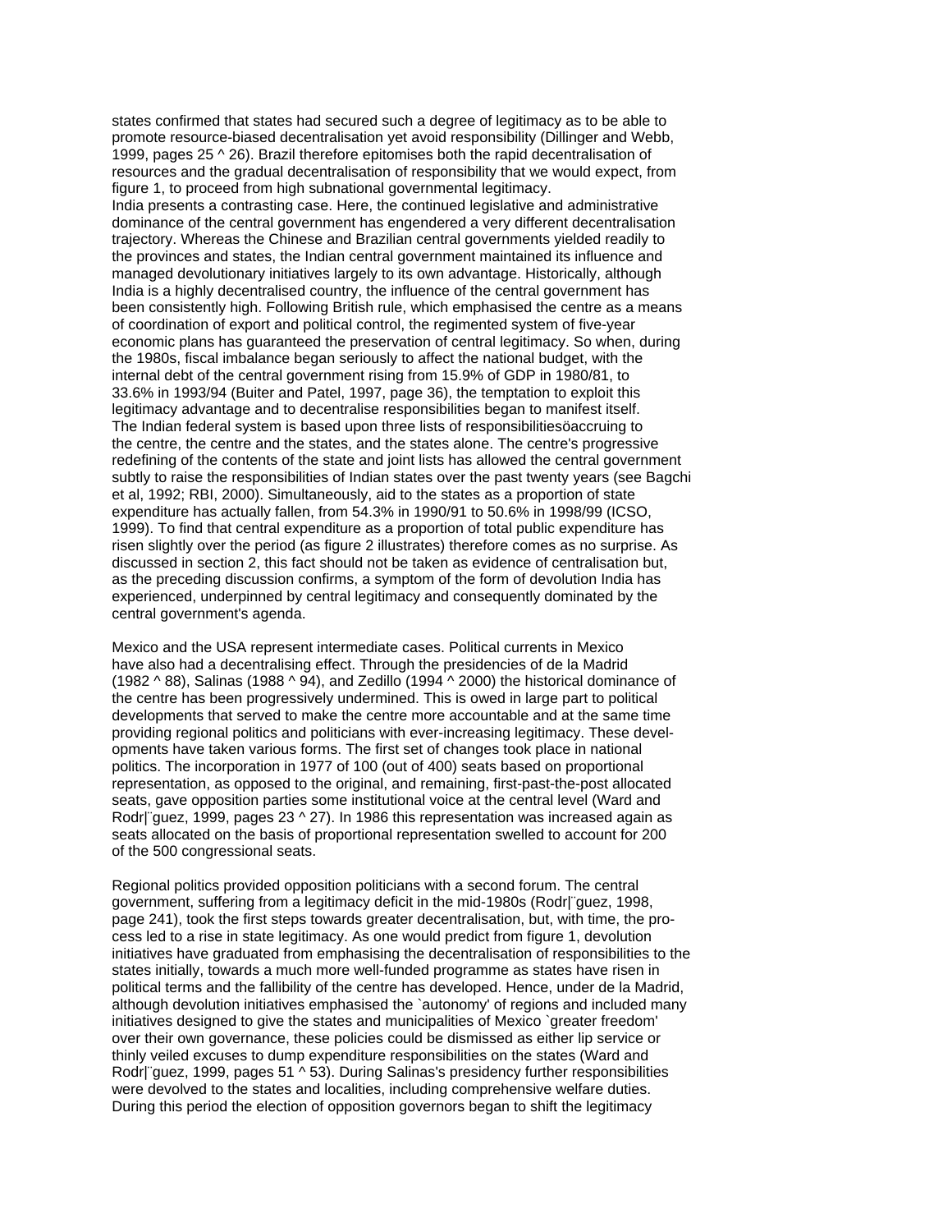states confirmed that states had secured such a degree of legitimacy as to be able to promote resource-biased decentralisation yet avoid responsibility (Dillinger and Webb, 1999, pages 25 ^ 26). Brazil therefore epitomises both the rapid decentralisation of resources and the gradual decentralisation of responsibility that we would expect, from figure 1, to proceed from high subnational governmental legitimacy.

India presents a contrasting case. Here, the continued legislative and administrative dominance of the central government has engendered a very different decentralisation trajectory. Whereas the Chinese and Brazilian central governments yielded readily to the provinces and states, the Indian central government maintained its influence and managed devolutionary initiatives largely to its own advantage. Historically, although India is a highly decentralised country, the influence of the central government has been consistently high. Following British rule, which emphasised the centre as a means of coordination of export and political control, the regimented system of five-year economic plans has guaranteed the preservation of central legitimacy. So when, during the 1980s, fiscal imbalance began seriously to affect the national budget, with the internal debt of the central government rising from 15.9% of GDP in 1980/81, to 33.6% in 1993/94 (Buiter and Patel, 1997, page 36), the temptation to exploit this legitimacy advantage and to decentralise responsibilities began to manifest itself.

The Indian federal system is based upon three lists of responsibilitiesöaccruing to the centre, the centre and the states, and the states alone. The centre's progressive redefining of the contents of the state and joint lists has allowed the central government subtly to raise the responsibilities of Indian states over the past twenty years (see Bagchi et al, 1992; RBI, 2000). Simultaneously, aid to the states as a proportion of state expenditure has actually fallen, from 54.3% in 1990/91 to 50.6% in 1998/99 (ICSO, 1999). To find that central expenditure as a proportion of total public expenditure has risen slightly over the period (as figure 2 illustrates) therefore comes as no surprise. As discussed in section 2, this fact should not be taken as evidence of centralisation but, as the preceding discussion confirms, a symptom of the form of devolution India has experienced, underpinned by central legitimacy and consequently dominated by the central government's agenda.

Mexico and the USA represent intermediate cases. Political currents in Mexico have also had a decentralising effect. Through the presidencies of de la Madrid (1982 ^ 88), Salinas (1988 ^ 94), and Zedillo (1994 ^ 2000) the historical dominance of the centre has been progressively undermined. This is owed in large part to political developments that served to make the centre more accountable and at the same time providing regional politics and politicians with ever-increasing legitimacy. These developments have taken various forms. The first set of changes took place in national politics. The incorporation in 1977 of 100 (out of 400) seats based on proportional representation, as opposed to the original, and remaining, first-past-the-post allocated seats, gave opposition parties some institutional voice at the central level (Ward and Rodr|¨guez, 1999, pages 23 ^ 27). In 1986 this representation was increased again as seats allocated on the basis of proportional representation swelled to account for 200 of the 500 congressional seats.

Regional politics provided opposition politicians with a second forum. The central government, suffering from a legitimacy deficit in the mid-1980s (Rodr|¨guez, 1998, page 241), took the first steps towards greater decentralisation, but, with time, the process led to a rise in state legitimacy. As one would predict from figure 1, devolution initiatives have graduated from emphasising the decentralisation of responsibilities to the states initially, towards a much more well-funded programme as states have risen in political terms and the fallibility of the centre has developed. Hence, under de la Madrid, although devolution initiatives emphasised the `autonomy' of regions and included many initiatives designed to give the states and municipalities of Mexico `greater freedom' over their own governance, these policies could be dismissed as either lip service or thinly veiled excuses to dump expenditure responsibilities on the states (Ward and Rodr|¨guez, 1999, pages 51 ^ 53). During Salinas's presidency further responsibilities were devolved to the states and localities, including comprehensive welfare duties. During this period the election of opposition governors began to shift the legitimacy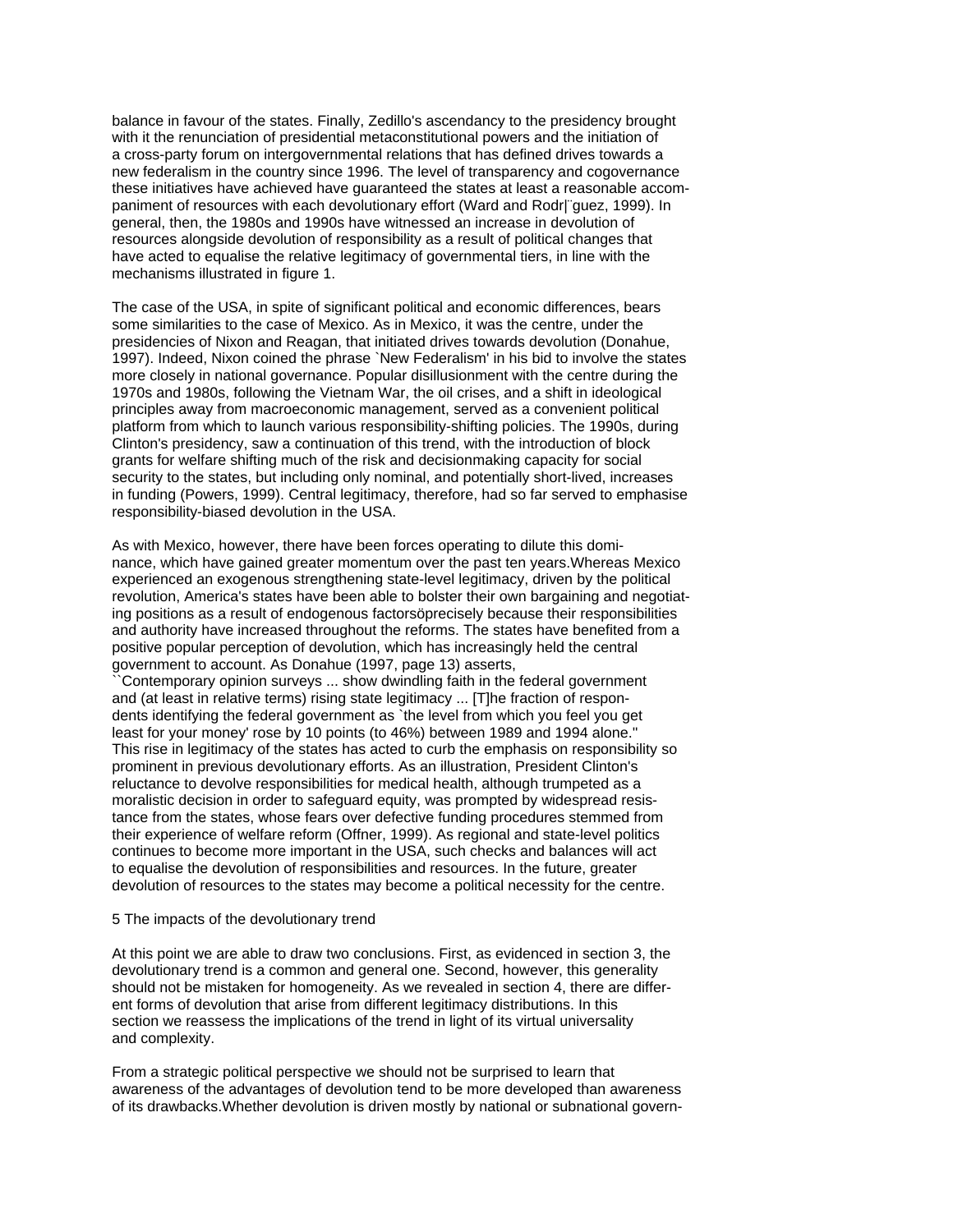balance in favour of the states. Finally, Zedillo's ascendancy to the presidency brought with it the renunciation of presidential metaconstitutional powers and the initiation of a cross-party forum on intergovernmental relations that has defined drives towards a new federalism in the country since 1996. The level of transparency and cogovernance these initiatives have achieved have guaranteed the states at least a reasonable accompaniment of resources with each devolutionary effort (Ward and Rodr|¨guez, 1999). In general, then, the 1980s and 1990s have witnessed an increase in devolution of resources alongside devolution of responsibility as a result of political changes that have acted to equalise the relative legitimacy of governmental tiers, in line with the mechanisms illustrated in figure 1.

The case of the USA, in spite of significant political and economic differences, bears some similarities to the case of Mexico. As in Mexico, it was the centre, under the presidencies of Nixon and Reagan, that initiated drives towards devolution (Donahue, 1997). Indeed, Nixon coined the phrase `New Federalism' in his bid to involve the states more closely in national governance. Popular disillusionment with the centre during the 1970s and 1980s, following the Vietnam War, the oil crises, and a shift in ideological principles away from macroeconomic management, served as a convenient political platform from which to launch various responsibility-shifting policies. The 1990s, during Clinton's presidency, saw a continuation of this trend, with the introduction of block grants for welfare shifting much of the risk and decisionmaking capacity for social security to the states, but including only nominal, and potentially short-lived, increases in funding (Powers, 1999). Central legitimacy, therefore, had so far served to emphasise responsibility-biased devolution in the USA.

As with Mexico, however, there have been forces operating to dilute this dominance, which have gained greater momentum over the past ten years.Whereas Mexico experienced an exogenous strengthening state-level legitimacy, driven by the political revolution, America's states have been able to bolster their own bargaining and negotiating positions as a result of endogenous factorsöprecisely because their responsibilities and authority have increased throughout the reforms. The states have benefited from a positive popular perception of devolution, which has increasingly held the central government to account. As Donahue (1997, page 13) asserts,

``Contemporary opinion surveys ... show dwindling faith in the federal government and (at least in relative terms) rising state legitimacy ... [T]he fraction of respondents identifying the federal government as `the level from which you feel you get least for your money' rose by 10 points (to 46%) between 1989 and 1994 alone.''

This rise in legitimacy of the states has acted to curb the emphasis on responsibility so prominent in previous devolutionary efforts. As an illustration, President Clinton's reluctance to devolve responsibilities for medical health, although trumpeted as a moralistic decision in order to safeguard equity, was prompted by widespread resistance from the states, whose fears over defective funding procedures stemmed from their experience of welfare reform (Offner, 1999). As regional and state-level politics continues to become more important in the USA, such checks and balances will act to equalise the devolution of responsibilities and resources. In the future, greater devolution of resources to the states may become a political necessity for the centre.

## 5 The impacts of the devolutionary trend

At this point we are able to draw two conclusions. First, as evidenced in section 3, the devolutionary trend is a common and general one. Second, however, this generality should not be mistaken for homogeneity. As we revealed in section 4, there are different forms of devolution that arise from different legitimacy distributions. In this section we reassess the implications of the trend in light of its virtual universality and complexity.

From a strategic political perspective we should not be surprised to learn that awareness of the advantages of devolution tend to be more developed than awareness of its drawbacks.Whether devolution is driven mostly by national or subnational govern-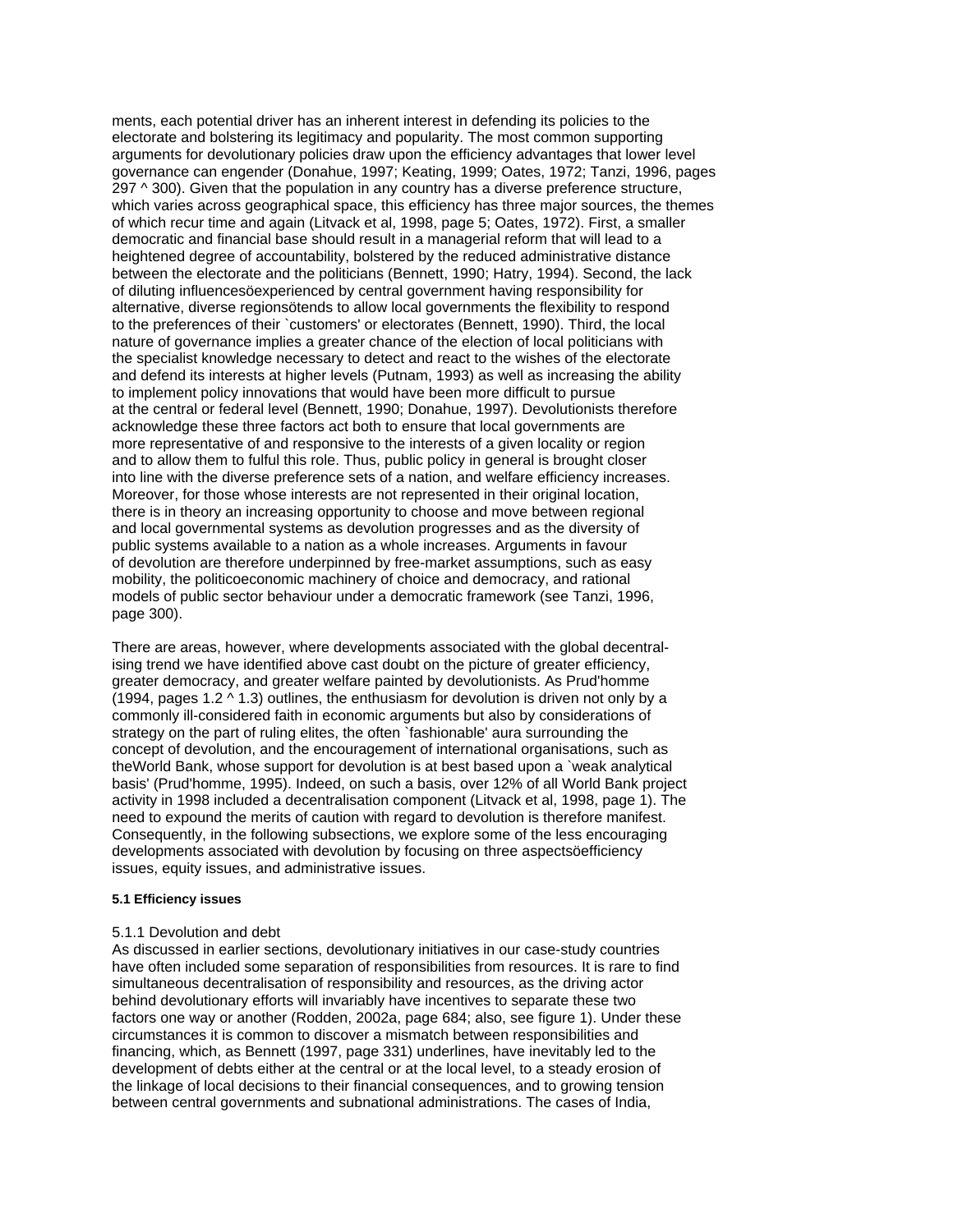ments, each potential driver has an inherent interest in defending its policies to the electorate and bolstering its legitimacy and popularity. The most common supporting arguments for devolutionary policies draw upon the efficiency advantages that lower level governance can engender (Donahue, 1997; Keating, 1999; Oates, 1972; Tanzi, 1996, pages 297 ^ 300). Given that the population in any country has a diverse preference structure, which varies across geographical space, this efficiency has three major sources, the themes of which recur time and again (Litvack et al, 1998, page 5; Oates, 1972). First, a smaller democratic and financial base should result in a managerial reform that will lead to a heightened degree of accountability, bolstered by the reduced administrative distance between the electorate and the politicians (Bennett, 1990; Hatry, 1994). Second, the lack of diluting influencesöexperienced by central government having responsibility for alternative, diverse regionsötends to allow local governments the flexibility to respond to the preferences of their `customers' or electorates (Bennett, 1990). Third, the local nature of governance implies a greater chance of the election of local politicians with the specialist knowledge necessary to detect and react to the wishes of the electorate and defend its interests at higher levels (Putnam, 1993) as well as increasing the ability to implement policy innovations that would have been more difficult to pursue at the central or federal level (Bennett, 1990; Donahue, 1997). Devolutionists therefore acknowledge these three factors act both to ensure that local governments are more representative of and responsive to the interests of a given locality or region and to allow them to fulful this role. Thus, public policy in general is brought closer into line with the diverse preference sets of a nation, and welfare efficiency increases. Moreover, for those whose interests are not represented in their original location, there is in theory an increasing opportunity to choose and move between regional and local governmental systems as devolution progresses and as the diversity of public systems available to a nation as a whole increases. Arguments in favour of devolution are therefore underpinned by free-market assumptions, such as easy mobility, the politicoeconomic machinery of choice and democracy, and rational models of public sector behaviour under a democratic framework (see Tanzi, 1996, page 300).

There are areas, however, where developments associated with the global decentralising trend we have identified above cast doubt on the picture of greater efficiency, greater democracy, and greater welfare painted by devolutionists. As Prud'homme (1994, pages 1.2 ^ 1.3) outlines, the enthusiasm for devolution is driven not only by a commonly ill-considered faith in economic arguments but also by considerations of strategy on the part of ruling elites, the often `fashionable' aura surrounding the concept of devolution, and the encouragement of international organisations, such as theWorld Bank, whose support for devolution is at best based upon a `weak analytical basis' (Prud'homme, 1995). Indeed, on such a basis, over 12% of all World Bank project activity in 1998 included a decentralisation component (Litvack et al, 1998, page 1). The need to expound the merits of caution with regard to devolution is therefore manifest. Consequently, in the following subsections, we explore some of the less encouraging developments associated with devolution by focusing on three aspectsöefficiency issues, equity issues, and administrative issues.

#### 5.1 Efficiency issues

##### 5.1.1 Devolution and debt

As discussed in earlier sections, devolutionary initiatives in our case-study countries have often included some separation of responsibilities from resources. It is rare to find simultaneous decentralisation of responsibility and resources, as the driving actor behind devolutionary efforts will invariably have incentives to separate these two factors one way or another (Rodden, 2002a, page 684; also, see figure 1). Under these circumstances it is common to discover a mismatch between responsibilities and financing, which, as Bennett (1997, page 331) underlines, have inevitably led to the development of debts either at the central or at the local level, to a steady erosion of the linkage of local decisions to their financial consequences, and to growing tension between central governments and subnational administrations. The cases of India,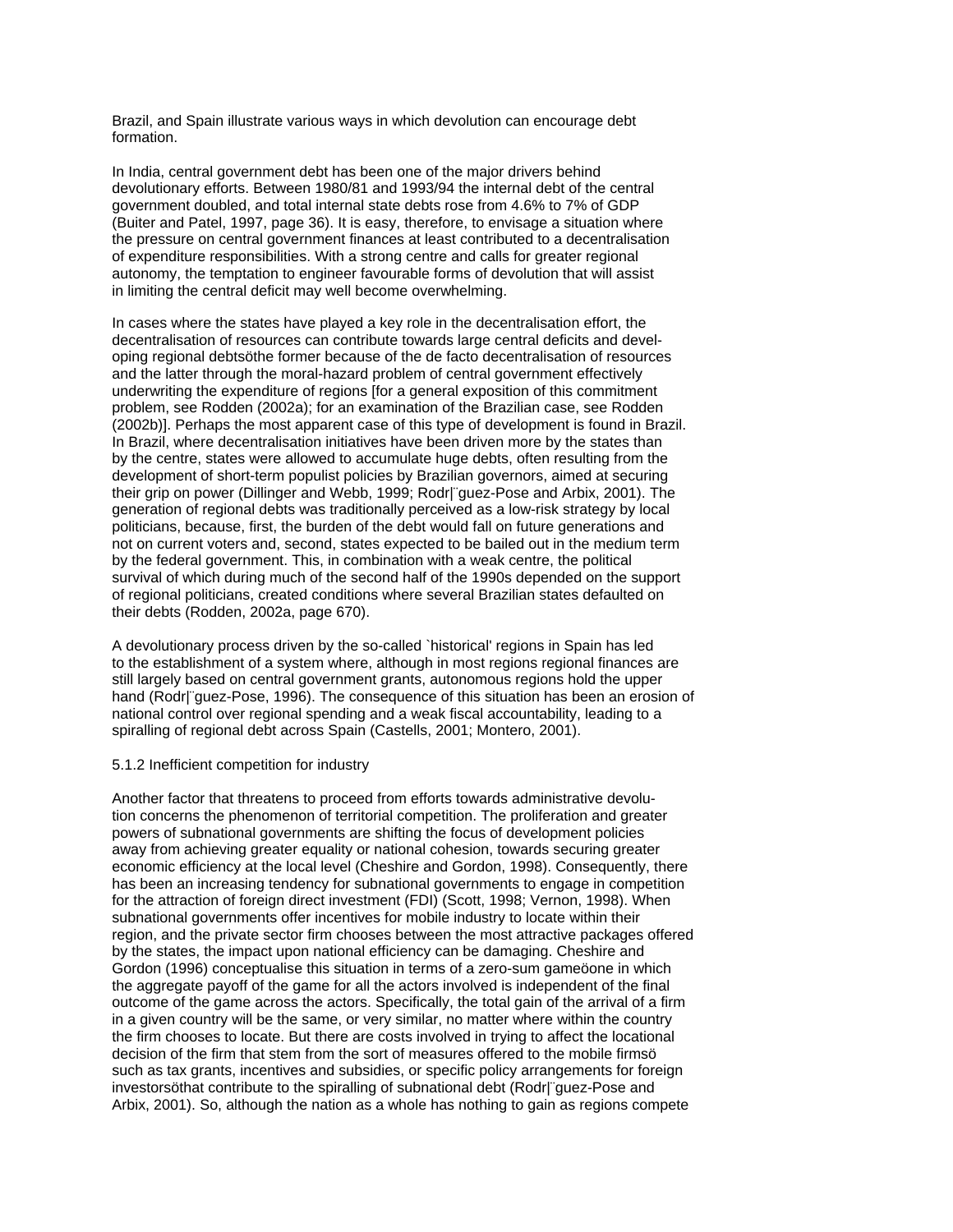Brazil, and Spain illustrate various ways in which devolution can encourage debt formation.

In India, central government debt has been one of the major drivers behind devolutionary efforts. Between 1980/81 and 1993/94 the internal debt of the central government doubled, and total internal state debts rose from 4.6% to 7% of GDP (Buiter and Patel, 1997, page 36). It is easy, therefore, to envisage a situation where the pressure on central government finances at least contributed to a decentralisation of expenditure responsibilities. With a strong centre and calls for greater regional autonomy, the temptation to engineer favourable forms of devolution that will assist in limiting the central deficit may well become overwhelming.

In cases where the states have played a key role in the decentralisation effort, the decentralisation of resources can contribute towards large central deficits and developing regional debtsöthe former because of the de facto decentralisation of resources and the latter through the moral-hazard problem of central government effectively underwriting the expenditure of regions [for a general exposition of this commitment problem, see Rodden (2002a); for an examination of the Brazilian case, see Rodden (2002b)]. Perhaps the most apparent case of this type of development is found in Brazil. In Brazil, where decentralisation initiatives have been driven more by the states than by the centre, states were allowed to accumulate huge debts, often resulting from the development of short-term populist policies by Brazilian governors, aimed at securing their grip on power (Dillinger and Webb, 1999; Rodr|¨guez-Pose and Arbix, 2001). The generation of regional debts was traditionally perceived as a low-risk strategy by local politicians, because, first, the burden of the debt would fall on future generations and not on current voters and, second, states expected to be bailed out in the medium term by the federal government. This, in combination with a weak centre, the political survival of which during much of the second half of the 1990s depended on the support of regional politicians, created conditions where several Brazilian states defaulted on their debts (Rodden, 2002a, page 670).

A devolutionary process driven by the so-called `historical' regions in Spain has led to the establishment of a system where, although in most regions regional finances are still largely based on central government grants, autonomous regions hold the upper hand (Rodr|¨guez-Pose, 1996). The consequence of this situation has been an erosion of national control over regional spending and a weak fiscal accountability, leading to a spiralling of regional debt across Spain (Castells, 2001; Montero, 2001).

### 5.1.2 Inefficient competition for industry

Another factor that threatens to proceed from efforts towards administrative devolution concerns the phenomenon of territorial competition. The proliferation and greater powers of subnational governments are shifting the focus of development policies away from achieving greater equality or national cohesion, towards securing greater economic efficiency at the local level (Cheshire and Gordon, 1998). Consequently, there has been an increasing tendency for subnational governments to engage in competition for the attraction of foreign direct investment (FDI) (Scott, 1998; Vernon, 1998). When subnational governments offer incentives for mobile industry to locate within their region, and the private sector firm chooses between the most attractive packages offered by the states, the impact upon national efficiency can be damaging. Cheshire and Gordon (1996) conceptualise this situation in terms of a zero-sum gameöone in which the aggregate payoff of the game for all the actors involved is independent of the final outcome of the game across the actors. Specifically, the total gain of the arrival of a firm in a given country will be the same, or very similar, no matter where within the country the firm chooses to locate. But there are costs involved in trying to affect the locational decision of the firm that stem from the sort of measures offered to the mobile firmsö such as tax grants, incentives and subsidies, or specific policy arrangements for foreign investorsöthat contribute to the spiralling of subnational debt (Rodr|¨guez-Pose and Arbix, 2001). So, although the nation as a whole has nothing to gain as regions compete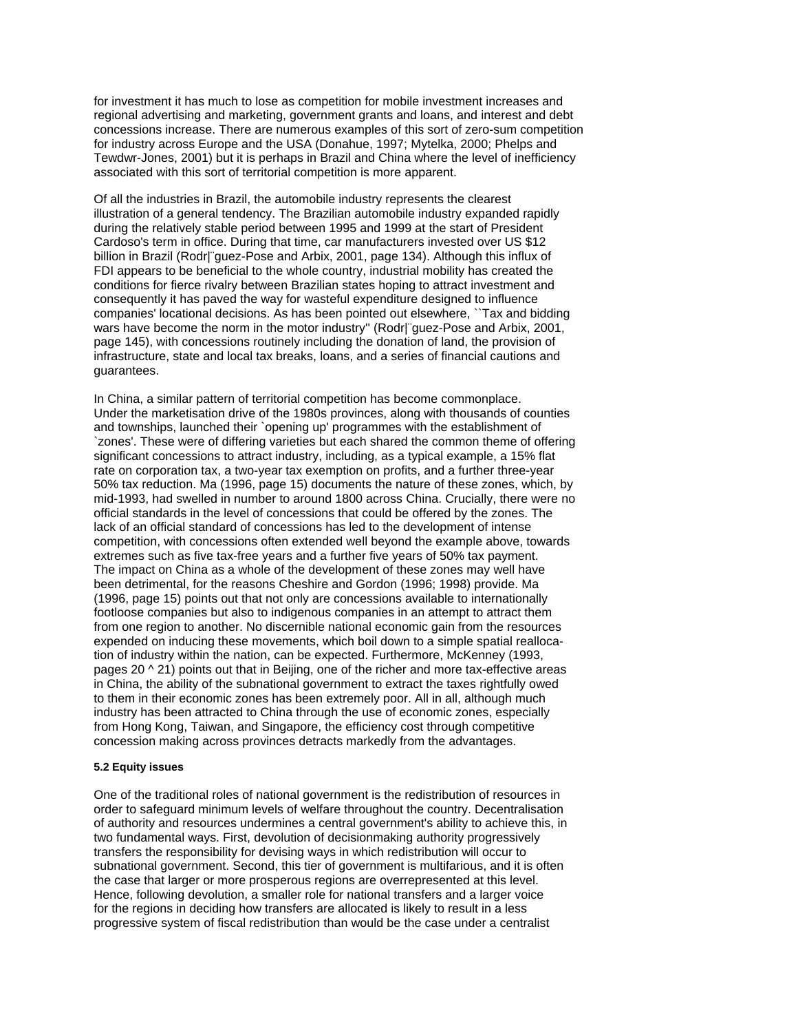for investment it has much to lose as competition for mobile investment increases and regional advertising and marketing, government grants and loans, and interest and debt concessions increase. There are numerous examples of this sort of zero-sum competition for industry across Europe and the USA (Donahue, 1997; Mytelka, 2000; Phelps and Tewdwr-Jones, 2001) but it is perhaps in Brazil and China where the level of inefficiency associated with this sort of territorial competition is more apparent.

Of all the industries in Brazil, the automobile industry represents the clearest illustration of a general tendency. The Brazilian automobile industry expanded rapidly during the relatively stable period between 1995 and 1999 at the start of President Cardoso's term in office. During that time, car manufacturers invested over US $12 billion in Brazil (Rodr|¨guez-Pose and Arbix, 2001, page 134). Although this influx of FDI appears to be beneficial to the whole country, industrial mobility has created the conditions for fierce rivalry between Brazilian states hoping to attract investment and consequently it has paved the way for wasteful expenditure designed to influence companies' locational decisions. As has been pointed out elsewhere, ``Tax and bidding wars have become the norm in the motor industry'' (Rodr|¨guez-Pose and Arbix, 2001, page 145), with concessions routinely including the donation of land, the provision of infrastructure, state and local tax breaks, loans, and a series of financial cautions and guarantees.

In China, a similar pattern of territorial competition has become commonplace. Under the marketisation drive of the 1980s provinces, along with thousands of counties and townships, launched their `opening up' programmes with the establishment of `zones'. These were of differing varieties but each shared the common theme of offering significant concessions to attract industry, including, as a typical example, a 15% flat rate on corporation tax, a two-year tax exemption on profits, and a further three-year 50% tax reduction. Ma (1996, page 15) documents the nature of these zones, which, by mid-1993, had swelled in number to around 1800 across China. Crucially, there were no official standards in the level of concessions that could be offered by the zones. The lack of an official standard of concessions has led to the development of intense competition, with concessions often extended well beyond the example above, towards extremes such as five tax-free years and a further five years of 50% tax payment. The impact on China as a whole of the development of these zones may well have been detrimental, for the reasons Cheshire and Gordon (1996; 1998) provide. Ma (1996, page 15) points out that not only are concessions available to internationally footloose companies but also to indigenous companies in an attempt to attract them from one region to another. No discernible national economic gain from the resources expended on inducing these movements, which boil down to a simple spatial reallocation of industry within the nation, can be expected. Furthermore, McKenney (1993, pages 20 ^ 21) points out that in Beijing, one of the richer and more tax-effective areas in China, the ability of the subnational government to extract the taxes rightfully owed to them in their economic zones has been extremely poor. All in all, although much industry has been attracted to China through the use of economic zones, especially from Hong Kong, Taiwan, and Singapore, the efficiency cost through competitive concession making across provinces detracts markedly from the advantages.

#### 5.2 Equity issues

One of the traditional roles of national government is the redistribution of resources in order to safeguard minimum levels of welfare throughout the country. Decentralisation of authority and resources undermines a central government's ability to achieve this, in two fundamental ways. First, devolution of decisionmaking authority progressively transfers the responsibility for devising ways in which redistribution will occur to subnational government. Second, this tier of government is multifarious, and it is often the case that larger or more prosperous regions are overrepresented at this level. Hence, following devolution, a smaller role for national transfers and a larger voice for the regions in deciding how transfers are allocated is likely to result in a less progressive system of fiscal redistribution than would be the case under a centralist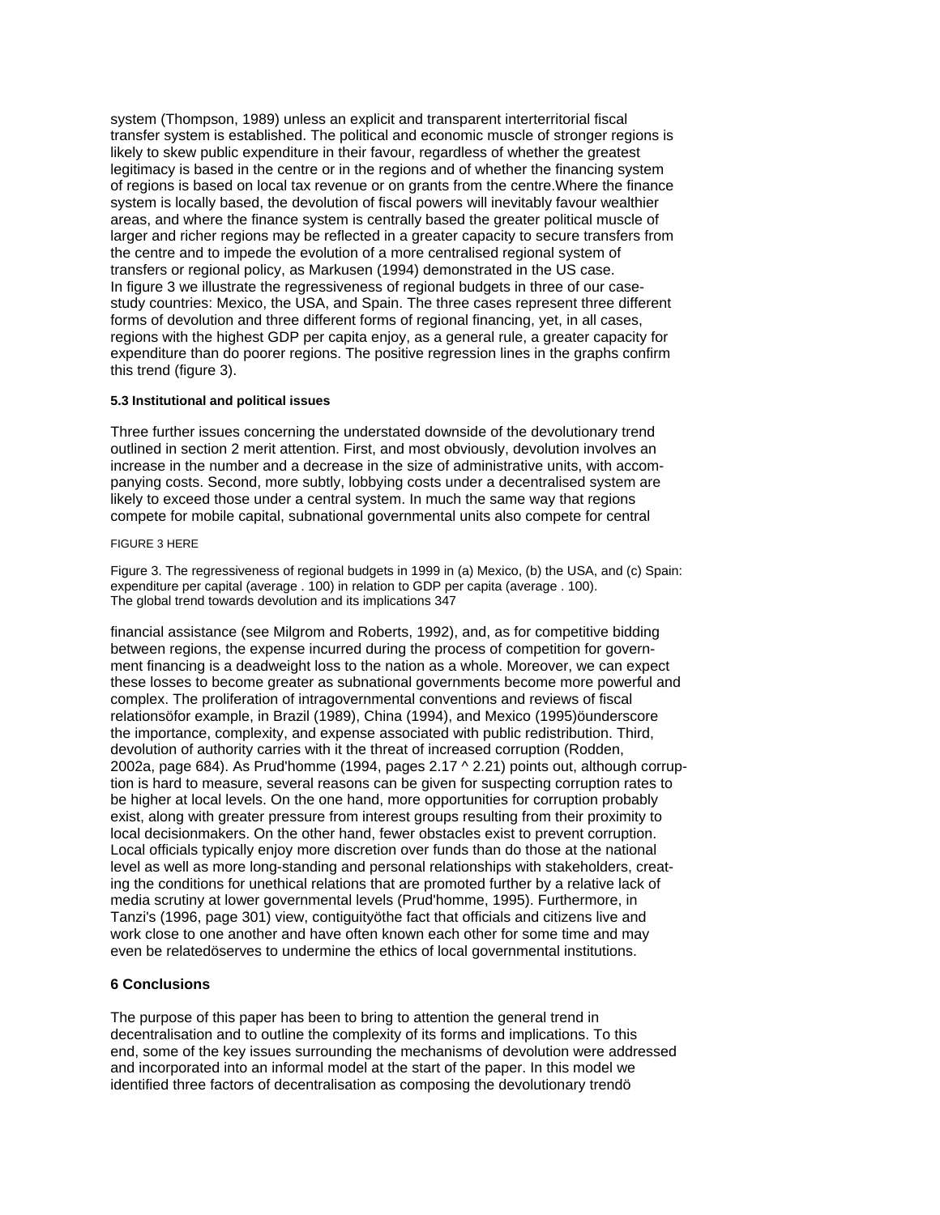system (Thompson, 1989) unless an explicit and transparent interterritorial fiscal transfer system is established. The political and economic muscle of stronger regions is likely to skew public expenditure in their favour, regardless of whether the greatest legitimacy is based in the centre or in the regions and of whether the financing system of regions is based on local tax revenue or on grants from the centre.Where the finance system is locally based, the devolution of fiscal powers will inevitably favour wealthier areas, and where the finance system is centrally based the greater political muscle of larger and richer regions may be reflected in a greater capacity to secure transfers from the centre and to impede the evolution of a more centralised regional system of transfers or regional policy, as Markusen (1994) demonstrated in the US case.
In figure 3 we illustrate the regressiveness of regional budgets in three of our case-study countries: Mexico, the USA, and Spain. The three cases represent three different forms of devolution and three different forms of regional financing, yet, in all cases, regions with the highest GDP per capita enjoy, as a general rule, a greater capacity for expenditure than do poorer regions. The positive regression lines in the graphs confirm this trend (figure 3).

#### 5.3 Institutional and political issues

Three further issues concerning the understated downside of the devolutionary trend outlined in section 2 merit attention. First, and most obviously, devolution involves an increase in the number and a decrease in the size of administrative units, with accompanying costs. Second, more subtly, lobbying costs under a decentralised system are likely to exceed those under a central system. In much the same way that regions compete for mobile capital, subnational governmental units also compete for central

FIGURE 3 HERE

Figure 3. The regressiveness of regional budgets in 1999 in (a) Mexico, (b) the USA, and (c) Spain: expenditure per capital (average . 100) in relation to GDP per capita (average . 100).

financial assistance (see Milgrom and Roberts, 1992), and, as for competitive bidding between regions, the expense incurred during the process of competition for government financing is a deadweight loss to the nation as a whole. Moreover, we can expect these losses to become greater as subnational governments become more powerful and complex. The proliferation of intragovernmental conventions and reviews of fiscal relationsöfor example, in Brazil (1989), China (1994), and Mexico (1995)öunderscore the importance, complexity, and expense associated with public redistribution. Third, devolution of authority carries with it the threat of increased corruption (Rodden, 2002a, page 684). As Prud'homme (1994, pages 2.17 ^ 2.21) points out, although corruption is hard to measure, several reasons can be given for suspecting corruption rates to be higher at local levels. On the one hand, more opportunities for corruption probably exist, along with greater pressure from interest groups resulting from their proximity to local decisionmakers. On the other hand, fewer obstacles exist to prevent corruption. Local officials typically enjoy more discretion over funds than do those at the national level as well as more long-standing and personal relationships with stakeholders, creating the conditions for unethical relations that are promoted further by a relative lack of media scrutiny at lower governmental levels (Prud'homme, 1995). Furthermore, in Tanzi's (1996, page 301) view, contiguityöthe fact that officials and citizens live and work close to one another and have often known each other for some time and may even be relatedöserves to undermine the ethics of local governmental institutions.

## 6 Conclusions

The purpose of this paper has been to bring to attention the general trend in decentralisation and to outline the complexity of its forms and implications. To this end, some of the key issues surrounding the mechanisms of devolution were addressed and incorporated into an informal model at the start of the paper. In this model we identified three factors of decentralisation as composing the devolutionary trendö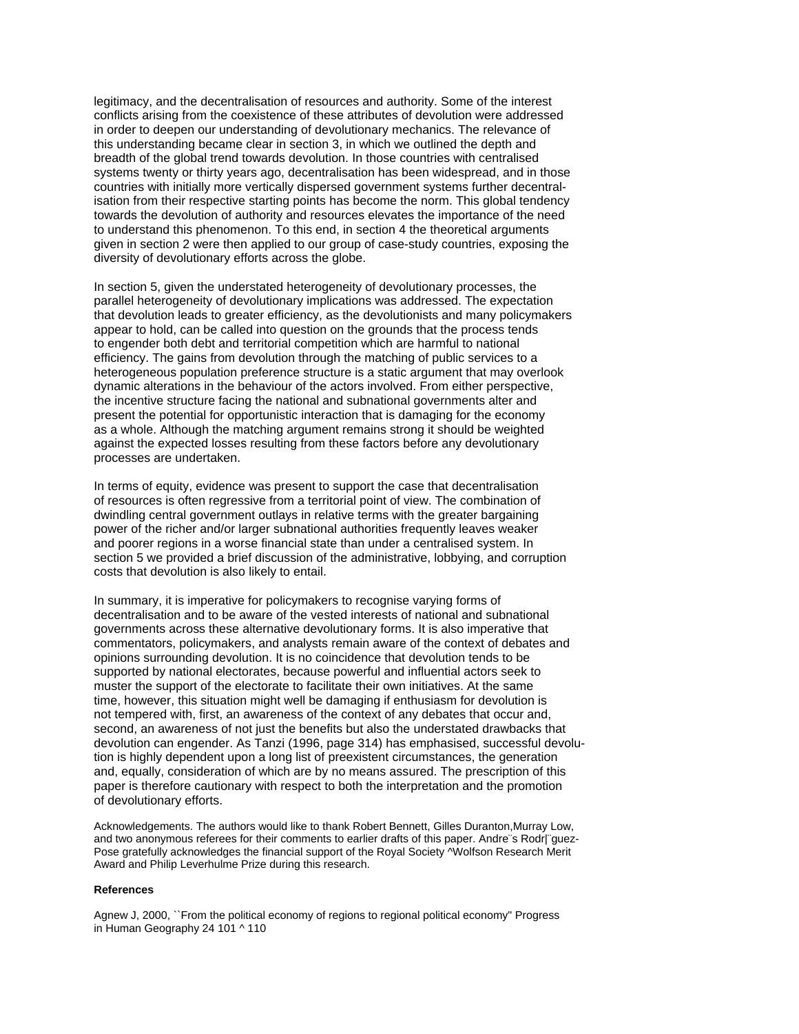legitimacy, and the decentralisation of resources and authority. Some of the interest conflicts arising from the coexistence of these attributes of devolution were addressed in order to deepen our understanding of devolutionary mechanics. The relevance of this understanding became clear in section 3, in which we outlined the depth and breadth of the global trend towards devolution. In those countries with centralised systems twenty or thirty years ago, decentralisation has been widespread, and in those countries with initially more vertically dispersed government systems further decentralisation from their respective starting points has become the norm. This global tendency towards the devolution of authority and resources elevates the importance of the need to understand this phenomenon. To this end, in section 4 the theoretical arguments given in section 2 were then applied to our group of case-study countries, exposing the diversity of devolutionary efforts across the globe.

In section 5, given the understated heterogeneity of devolutionary processes, the parallel heterogeneity of devolutionary implications was addressed. The expectation that devolution leads to greater efficiency, as the devolutionists and many policymakers appear to hold, can be called into question on the grounds that the process tends to engender both debt and territorial competition which are harmful to national efficiency. The gains from devolution through the matching of public services to a heterogeneous population preference structure is a static argument that may overlook dynamic alterations in the behaviour of the actors involved. From either perspective, the incentive structure facing the national and subnational governments alter and present the potential for opportunistic interaction that is damaging for the economy as a whole. Although the matching argument remains strong it should be weighted against the expected losses resulting from these factors before any devolutionary processes are undertaken.

In terms of equity, evidence was present to support the case that decentralisation of resources is often regressive from a territorial point of view. The combination of dwindling central government outlays in relative terms with the greater bargaining power of the richer and/or larger subnational authorities frequently leaves weaker and poorer regions in a worse financial state than under a centralised system. In section 5 we provided a brief discussion of the administrative, lobbying, and corruption costs that devolution is also likely to entail.

In summary, it is imperative for policymakers to recognise varying forms of decentralisation and to be aware of the vested interests of national and subnational governments across these alternative devolutionary forms. It is also imperative that commentators, policymakers, and analysts remain aware of the context of debates and opinions surrounding devolution. It is no coincidence that devolution tends to be supported by national electorates, because powerful and influential actors seek to muster the support of the electorate to facilitate their own initiatives. At the same time, however, this situation might well be damaging if enthusiasm for devolution is not tempered with, first, an awareness of the context of any debates that occur and, second, an awareness of not just the benefits but also the understated drawbacks that devolution can engender. As Tanzi (1996, page 314) has emphasised, successful devolution is highly dependent upon a long list of preexistent circumstances, the generation and, equally, consideration of which are by no means assured. The prescription of this paper is therefore cautionary with respect to both the interpretation and the promotion of devolutionary efforts.

Acknowledgements. The authors would like to thank Robert Bennett, Gilles Duranton, Murray Low, and two anonymous referees for their comments to earlier drafts of this paper. Andrés Rodríguez-Pose gratefully acknowledges the financial support of the Royal Society – Wolfson Research Merit Award and Philip Leverhulme Prize during this research.

**References**

Agnew J, 2000, "From the political economy of regions to regional political economy" Progress in Human Geography 24 101 – 110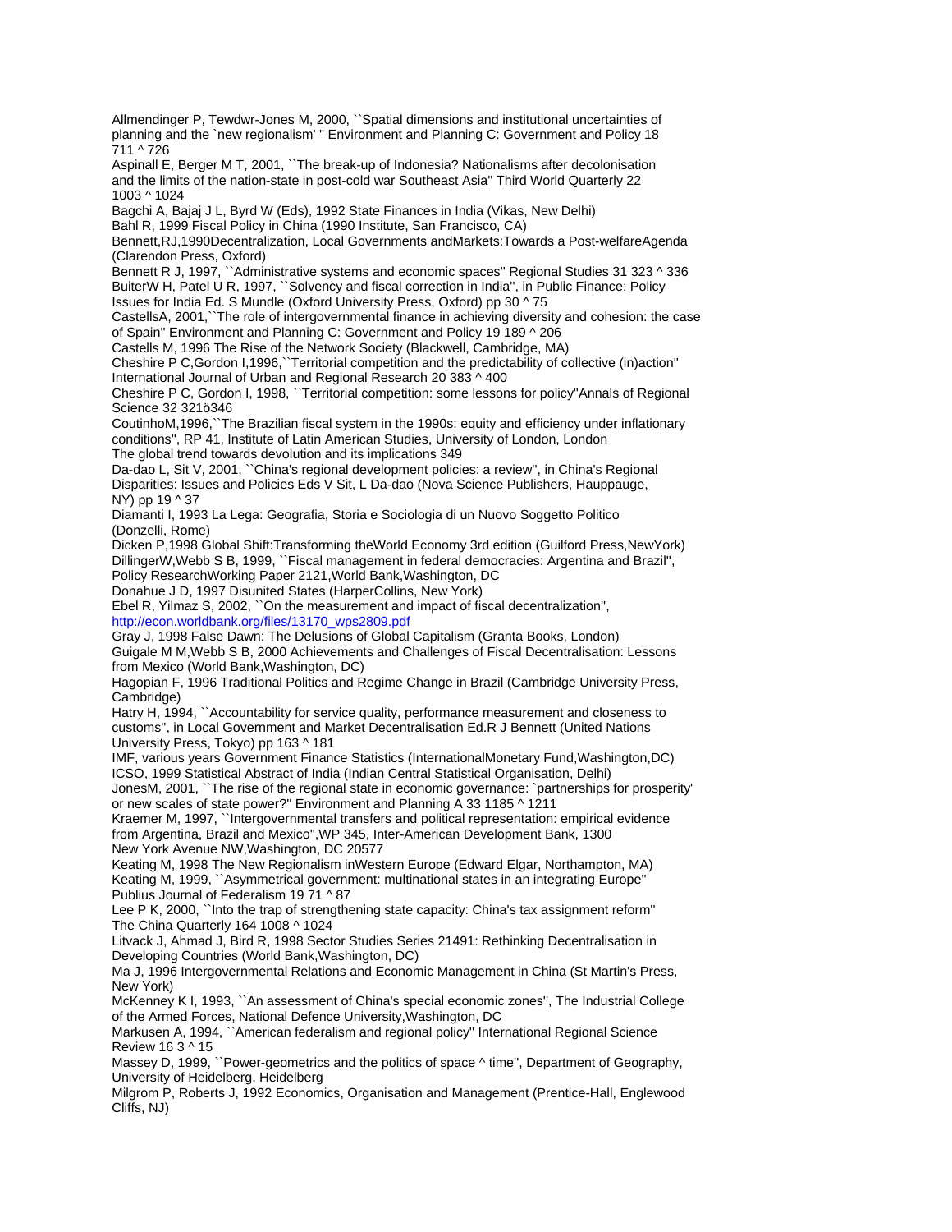Allmendinger P, Tewdwr-Jones M, 2000, ``Spatial dimensions and institutional uncertainties of planning and the `new regionalism' '' Environment and Planning C: Government and Policy 18 711 ^ 726

Aspinall E, Berger M T, 2001, ``The break-up of Indonesia? Nationalisms after decolonisation and the limits of the nation-state in post-cold war Southeast Asia'' Third World Quarterly 22 1003 ^ 1024

Bagchi A, Bajaj J L, Byrd W (Eds), 1992 State Finances in India (Vikas, New Delhi)

Bahl R, 1999 Fiscal Policy in China (1990 Institute, San Francisco, CA)

Bennett,RJ,1990Decentralization, Local Governments andMarkets:Towards a Post-welfareAgenda (Clarendon Press, Oxford)

Bennett R J, 1997, ``Administrative systems and economic spaces'' Regional Studies 31 323 ^ 336

BuiterW H, Patel U R, 1997, ``Solvency and fiscal correction in India'', in Public Finance: Policy Issues for India Ed. S Mundle (Oxford University Press, Oxford) pp 30 ^ 75

CastellsA, 2001,``The role of intergovernmental finance in achieving diversity and cohesion: the case of Spain'' Environment and Planning C: Government and Policy 19 189 ^ 206

Castells M, 1996 The Rise of the Network Society (Blackwell, Cambridge, MA)

Cheshire P C,Gordon I,1996,``Territorial competition and the predictability of collective (in)action'' International Journal of Urban and Regional Research 20 383 ^ 400

Cheshire P C, Gordon I, 1998, ``Territorial competition: some lessons for policy''Annals of Regional Science 32 321ö346

CoutinhoM,1996,``The Brazilian fiscal system in the 1990s: equity and efficiency under inflationary conditions'', RP 41, Institute of Latin American Studies, University of London, London

The global trend towards devolution and its implications 349

Da-dao L, Sit V, 2001, ``China's regional development policies: a review'', in China's Regional Disparities: Issues and Policies Eds V Sit, L Da-dao (Nova Science Publishers, Hauppauge, NY) pp 19 ^ 37

Diamanti I, 1993 La Lega: Geografia, Storia e Sociologia di un Nuovo Soggetto Politico (Donzelli, Rome)

Dicken P,1998 Global Shift:Transforming theWorld Economy 3rd edition (Guilford Press,NewYork)

DillingerW,Webb S B, 1999, ``Fiscal management in federal democracies: Argentina and Brazil'', Policy ResearchWorking Paper 2121,World Bank,Washington, DC

Donahue J D, 1997 Disunited States (HarperCollins, New York)

Ebel R, Yilmaz S, 2002, ``On the measurement and impact of fiscal decentralization'', http://econ.worldbank.org/files/13170_wps2809.pdf

Gray J, 1998 False Dawn: The Delusions of Global Capitalism (Granta Books, London)

Guigale M M,Webb S B, 2000 Achievements and Challenges of Fiscal Decentralisation: Lessons from Mexico (World Bank,Washington, DC)

Hagopian F, 1996 Traditional Politics and Regime Change in Brazil (Cambridge University Press, Cambridge)

Hatry H, 1994, ``Accountability for service quality, performance measurement and closeness to customs'', in Local Government and Market Decentralisation Ed.R J Bennett (United Nations University Press, Tokyo) pp 163 ^ 181

IMF, various years Government Finance Statistics (InternationalMonetary Fund,Washington,DC)

ICSO, 1999 Statistical Abstract of India (Indian Central Statistical Organisation, Delhi)

JonesM, 2001, ``The rise of the regional state in economic governance: `partnerships for prosperity' or new scales of state power?'' Environment and Planning A 33 1185 ^ 1211

Kraemer M, 1997, ``Intergovernmental transfers and political representation: empirical evidence from Argentina, Brazil and Mexico'',WP 345, Inter-American Development Bank, 1300 New York Avenue NW,Washington, DC 20577

Keating M, 1998 The New Regionalism inWestern Europe (Edward Elgar, Northampton, MA)

Keating M, 1999, ``Asymmetrical government: multinational states in an integrating Europe'' Publius Journal of Federalism 19 71 ^ 87

Lee P K, 2000, ``Into the trap of strengthening state capacity: China's tax assignment reform'' The China Quarterly 164 1008 ^ 1024

Litvack J, Ahmad J, Bird R, 1998 Sector Studies Series 21491: Rethinking Decentralisation in Developing Countries (World Bank,Washington, DC)

Ma J, 1996 Intergovernmental Relations and Economic Management in China (St Martin's Press, New York)

McKenney K I, 1993, ``An assessment of China's special economic zones'', The Industrial College of the Armed Forces, National Defence University,Washington, DC

Markusen A, 1994, ``American federalism and regional policy'' International Regional Science Review 16 3 ^ 15

Massey D, 1999, ``Power-geometrics and the politics of space ^ time'', Department of Geography, University of Heidelberg, Heidelberg

Milgrom P, Roberts J, 1992 Economics, Organisation and Management (Prentice-Hall, Englewood Cliffs, NJ)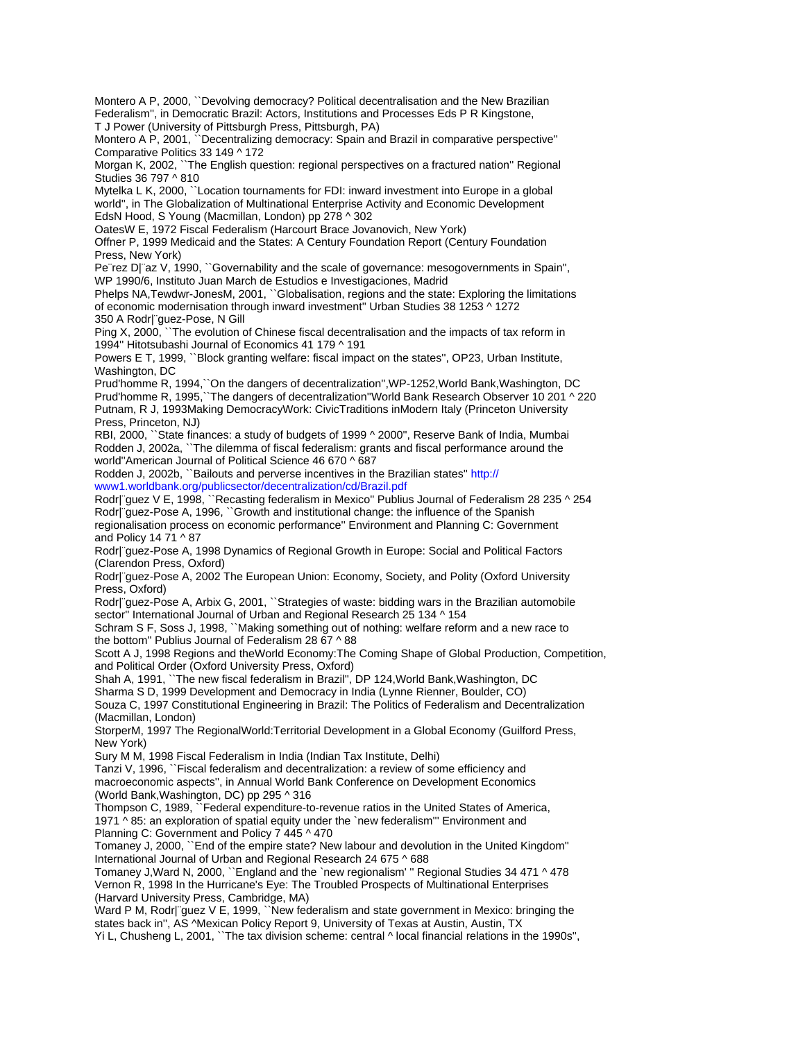Montero A P, 2000, ``Devolving democracy? Political decentralisation and the New Brazilian Federalism'', in Democratic Brazil: Actors, Institutions and Processes Eds P R Kingstone, T J Power (University of Pittsburgh Press, Pittsburgh, PA)

Montero A P, 2001, ``Decentralizing democracy: Spain and Brazil in comparative perspective'' Comparative Politics 33 149 ^ 172

Morgan K, 2002, ``The English question: regional perspectives on a fractured nation'' Regional Studies 36 797 ^ 810

Mytelka L K, 2000, ``Location tournaments for FDI: inward investment into Europe in a global world'', in The Globalization of Multinational Enterprise Activity and Economic Development EdsN Hood, S Young (Macmillan, London) pp 278 ^ 302

OatesW E, 1972 Fiscal Federalism (Harcourt Brace Jovanovich, New York)

Offner P, 1999 Medicaid and the States: A Century Foundation Report (Century Foundation Press, New York)

Pe¨rez D|¨az V, 1990, ``Governability and the scale of governance: mesogovernments in Spain'', WP 1990/6, Instituto Juan March de Estudios e Investigaciones, Madrid

Phelps NA,Tewdwr-JonesM, 2001, ``Globalisation, regions and the state: Exploring the limitations of economic modernisation through inward investment'' Urban Studies 38 1253 ^ 1272

Ping X, 2000, ``The evolution of Chinese fiscal decentralisation and the impacts of tax reform in 1994'' Hitotsubashi Journal of Economics 41 179 ^ 191

Powers E T, 1999, ``Block granting welfare: fiscal impact on the states'', OP23, Urban Institute, Washington, DC

Prud'homme R, 1994,``On the dangers of decentralization'',WP-1252,World Bank,Washington, DC

Prud'homme R, 1995,``The dangers of decentralization''World Bank Research Observer 10 201 ^ 220

Putnam, R J, 1993Making DemocracyWork: CivicTraditions inModern Italy (Princeton University Press, Princeton, NJ)

RBI, 2000, ``State finances: a study of budgets of 1999 ^ 2000'', Reserve Bank of India, Mumbai

Rodden J, 2002a, ``The dilemma of fiscal federalism: grants and fiscal performance around the world''American Journal of Political Science 46 670 ^ 687

Rodden J, 2002b, ``Bailouts and perverse incentives in the Brazilian states'' http://www1.worldbank.org/publicsector/decentralization/cd/Brazil.pdf

Rodr|¨guez V E, 1998, ``Recasting federalism in Mexico'' Publius Journal of Federalism 28 235 ^ 254

Rodr|¨guez-Pose A, 1996, ``Growth and institutional change: the influence of the Spanish regionalisation process on economic performance'' Environment and Planning C: Government and Policy 14 71 ^ 87

Rodr|¨guez-Pose A, 1998 Dynamics of Regional Growth in Europe: Social and Political Factors (Clarendon Press, Oxford)

Rodr|¨guez-Pose A, 2002 The European Union: Economy, Society, and Polity (Oxford University Press, Oxford)

Rodr|¨guez-Pose A, Arbix G, 2001, ``Strategies of waste: bidding wars in the Brazilian automobile sector'' International Journal of Urban and Regional Research 25 134 ^ 154

Schram S F, Soss J, 1998, ``Making something out of nothing: welfare reform and a new race to the bottom'' Publius Journal of Federalism 28 67 ^ 88

Scott A J, 1998 Regions and theWorld Economy:The Coming Shape of Global Production, Competition, and Political Order (Oxford University Press, Oxford)

Shah A, 1991, ``The new fiscal federalism in Brazil'', DP 124,World Bank,Washington, DC

Sharma S D, 1999 Development and Democracy in India (Lynne Rienner, Boulder, CO)

Souza C, 1997 Constitutional Engineering in Brazil: The Politics of Federalism and Decentralization (Macmillan, London)

StorperM, 1997 The RegionalWorld:Territorial Development in a Global Economy (Guilford Press, New York)

Sury M M, 1998 Fiscal Federalism in India (Indian Tax Institute, Delhi)

Tanzi V, 1996, ``Fiscal federalism and decentralization: a review of some efficiency and macroeconomic aspects'', in Annual World Bank Conference on Development Economics (World Bank,Washington, DC) pp 295 ^ 316

Thompson C, 1989, ``Federal expenditure-to-revenue ratios in the United States of America, 1971 ^ 85: an exploration of spatial equity under the `new federalism''' Environment and Planning C: Government and Policy 7 445 ^ 470

Tomaney J, 2000, ``End of the empire state? New labour and devolution in the United Kingdom'' International Journal of Urban and Regional Research 24 675 ^ 688

Tomaney J,Ward N, 2000, ``England and the `new regionalism' '' Regional Studies 34 471 ^ 478

Vernon R, 1998 In the Hurricane's Eye: The Troubled Prospects of Multinational Enterprises (Harvard University Press, Cambridge, MA)

Ward P M, Rodr|¨guez V E, 1999, ``New federalism and state government in Mexico: bringing the states back in'', AS ^Mexican Policy Report 9, University of Texas at Austin, Austin, TX

Yi L, Chusheng L, 2001, ``The tax division scheme: central ^ local financial relations in the 1990s'',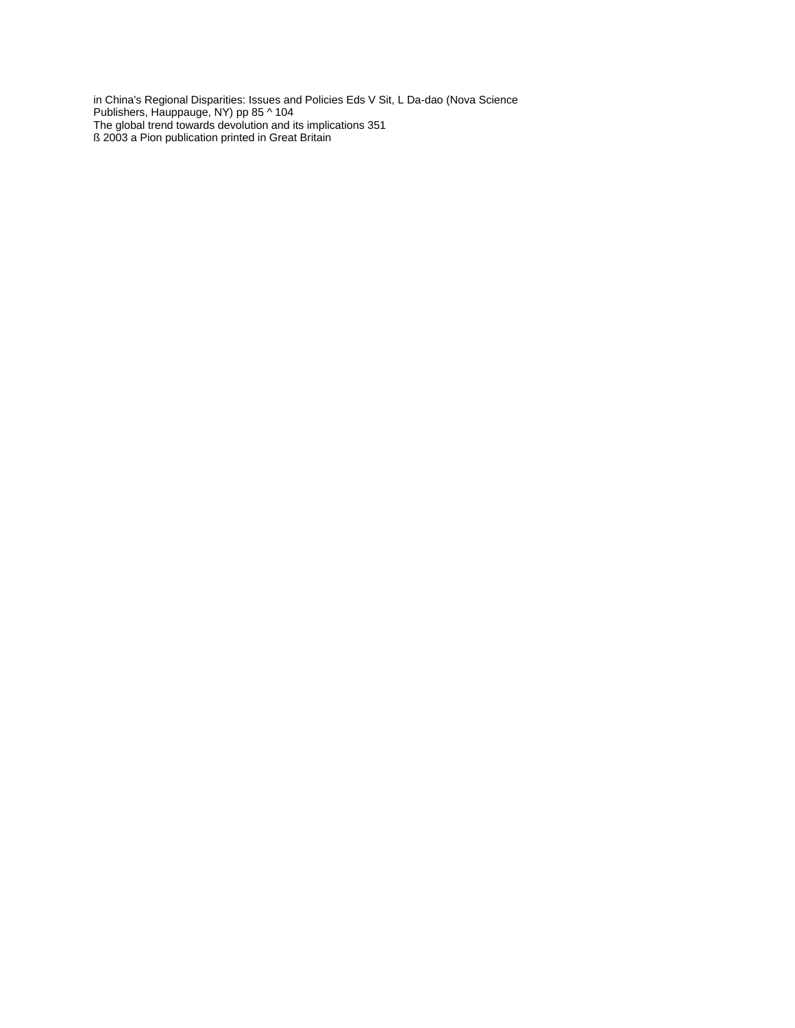in China's Regional Disparities: Issues and Policies Eds V Sit, L Da-dao (Nova Science Publishers, Hauppauge, NY) pp 85 ^ 104